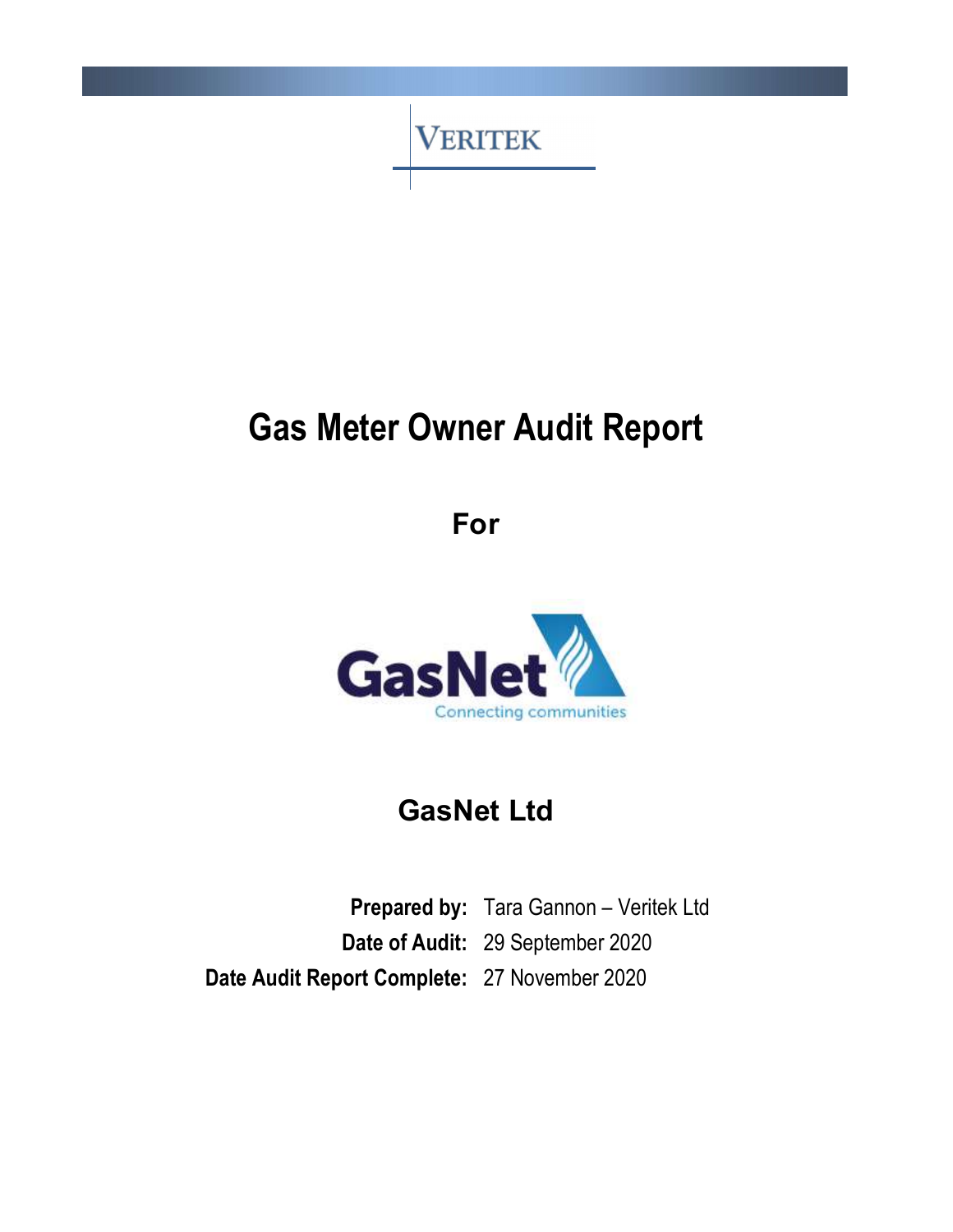VERITEK

# Gas Meter Owner Audit Report

## For

GasNet
Connecting communities

## GasNet Ltd

**Prepared by:** Tara Gannon – Veritek Ltd
**Date of Audit:** 29 September 2020
**Date Audit Report Complete:** 27 November 2020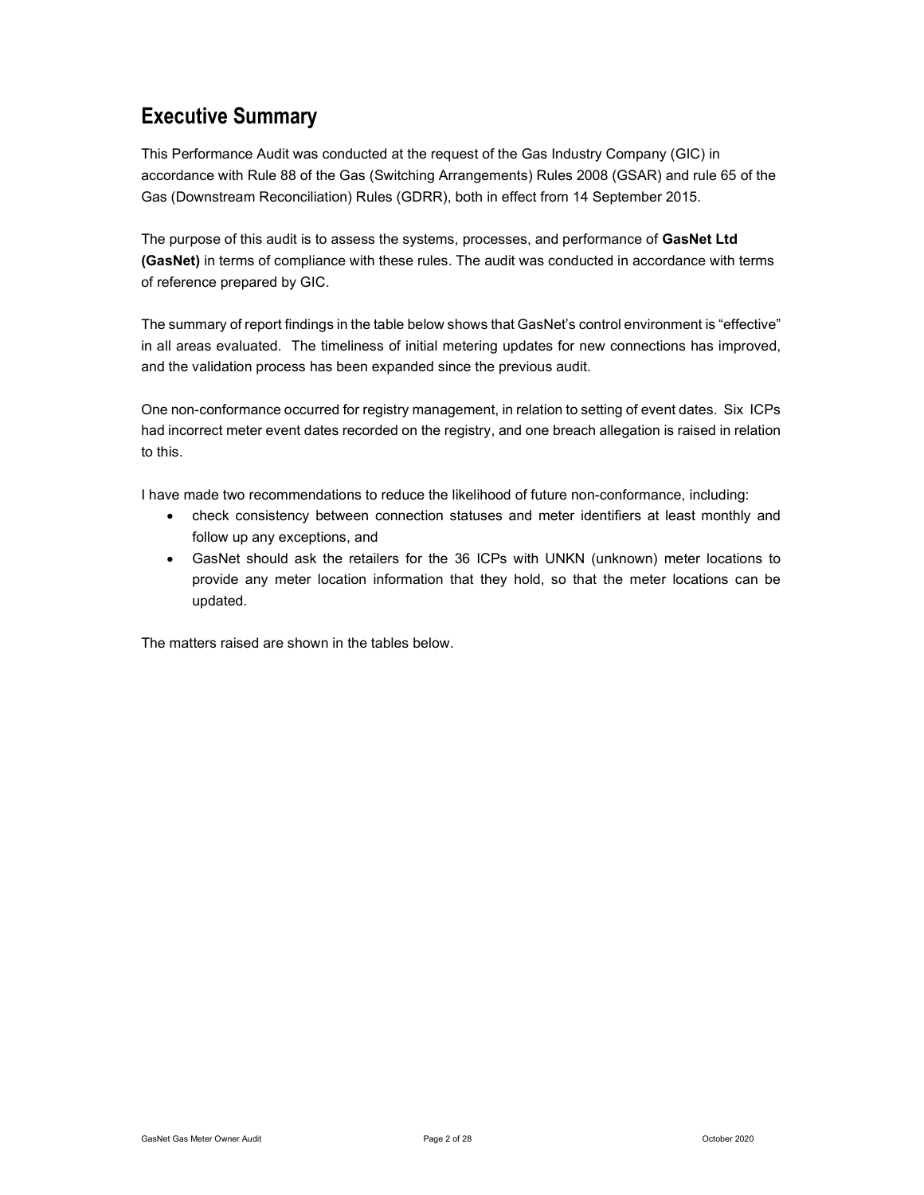# Executive Summary

This Performance Audit was conducted at the request of the Gas Industry Company (GIC) in accordance with Rule 88 of the Gas (Switching Arrangements) Rules 2008 (GSAR) and rule 65 of the Gas (Downstream Reconciliation) Rules (GDRR), both in effect from 14 September 2015.

The purpose of this audit is to assess the systems, processes, and performance of **GasNet Ltd (GasNet)** in terms of compliance with these rules. The audit was conducted in accordance with terms of reference prepared by GIC.

The summary of report findings in the table below shows that GasNet's control environment is "effective" in all areas evaluated. The timeliness of initial metering updates for new connections has improved, and the validation process has been expanded since the previous audit.

One non-conformance occurred for registry management, in relation to setting of event dates. Six ICPs had incorrect meter event dates recorded on the registry, and one breach allegation is raised in relation to this.

I have made two recommendations to reduce the likelihood of future non-conformance, including:

- check consistency between connection statuses and meter identifiers at least monthly and follow up any exceptions, and
- GasNet should ask the retailers for the 36 ICPs with UNKN (unknown) meter locations to provide any meter location information that they hold, so that the meter locations can be updated.

The matters raised are shown in the tables below.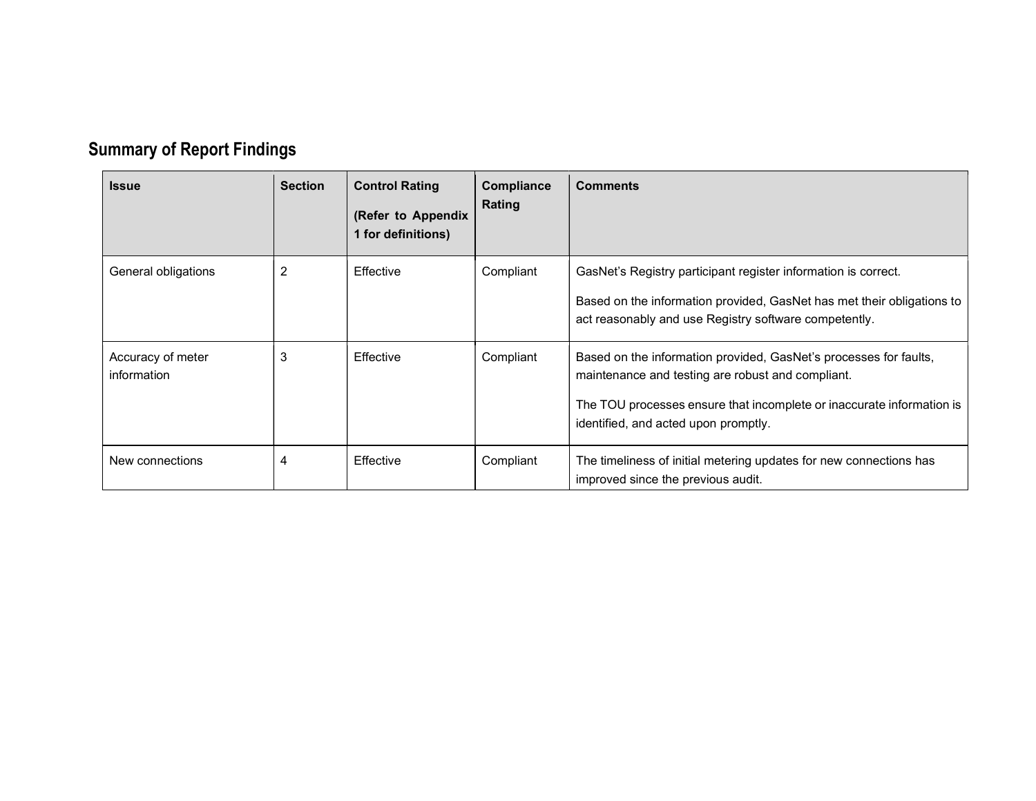## Summary of Report Findings

| Issue | Section | Control Rating (Refer to Appendix 1 for definitions) | Compliance Rating | Comments |
|---|---|---|---|---|
| General obligations | 2 | Effective | Compliant | GasNet's Registry participant register information is correct.<br><br>Based on the information provided, GasNet has met their obligations to act reasonably and use Registry software competently. |
| Accuracy of meter information | 3 | Effective | Compliant | Based on the information provided, GasNet's processes for faults, maintenance and testing are robust and compliant.<br><br>The TOU processes ensure that incomplete or inaccurate information is identified, and acted upon promptly. |
| New connections | 4 | Effective | Compliant | The timeliness of initial metering updates for new connections has improved since the previous audit. |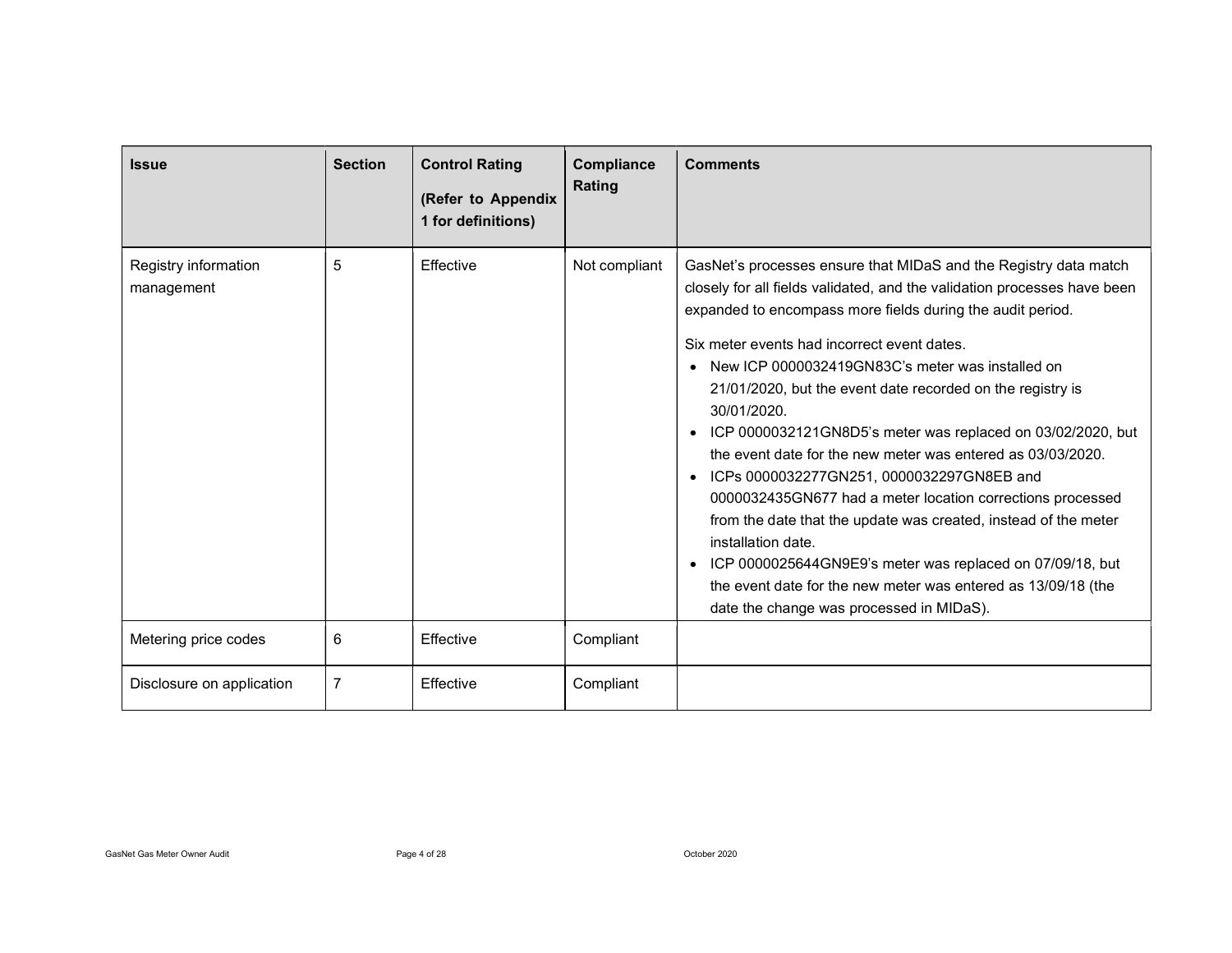| Issue | Section | Control Rating (Refer to Appendix 1 for definitions) | Compliance Rating | Comments |
|---|---|---|---|---|
| Registry information management | 5 | Effective | Not compliant | GasNet's processes ensure that MIDaS and the Registry data match closely for all fields validated, and the validation processes have been expanded to encompass more fields during the audit period.<br><br>Six meter events had incorrect event dates.<br>• New ICP 0000032419GN83C's meter was installed on 21/01/2020, but the event date recorded on the registry is 30/01/2020.<br>• ICP 0000032121GN8D5's meter was replaced on 03/02/2020, but the event date for the new meter was entered as 03/03/2020.<br>• ICPs 0000032277GN251, 0000032297GN8EB and 0000032435GN677 had a meter location corrections processed from the date that the update was created, instead of the meter installation date.<br>• ICP 0000025644GN9E9's meter was replaced on 07/09/18, but the event date for the new meter was entered as 13/09/18 (the date the change was processed in MIDaS). |
| Metering price codes | 6 | Effective | Compliant | |
| Disclosure on application | 7 | Effective | Compliant | |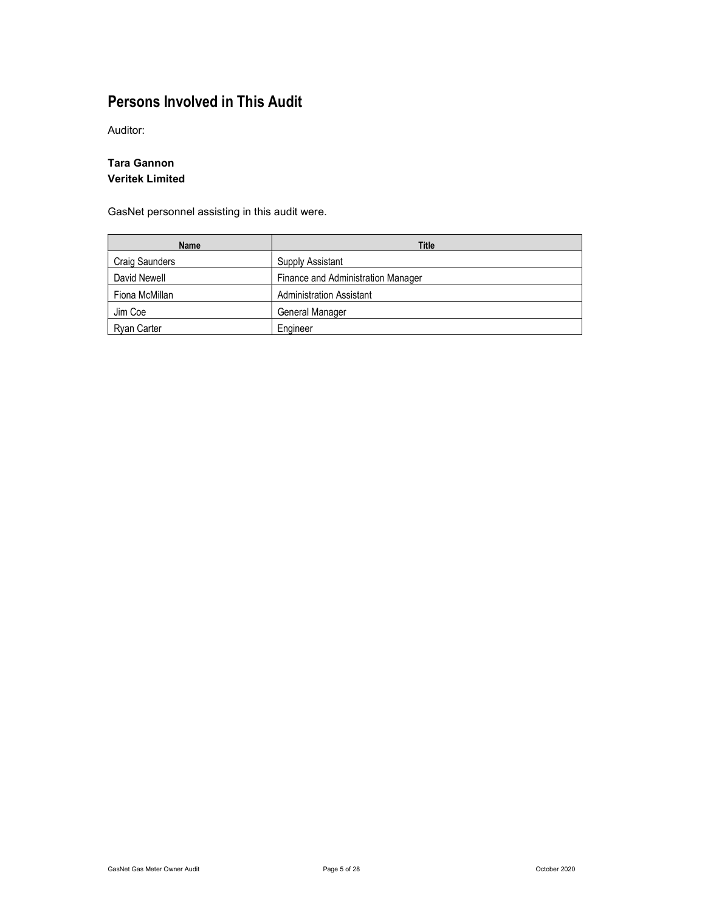# Persons Involved in This Audit

Auditor:

**Tara Gannon**
**Veritek Limited**

GasNet personnel assisting in this audit were.

| Name | Title |
|---|---|
| Craig Saunders | Supply Assistant |
| David Newell | Finance and Administration Manager |
| Fiona McMillan | Administration Assistant |
| Jim Coe | General Manager |
| Ryan Carter | Engineer |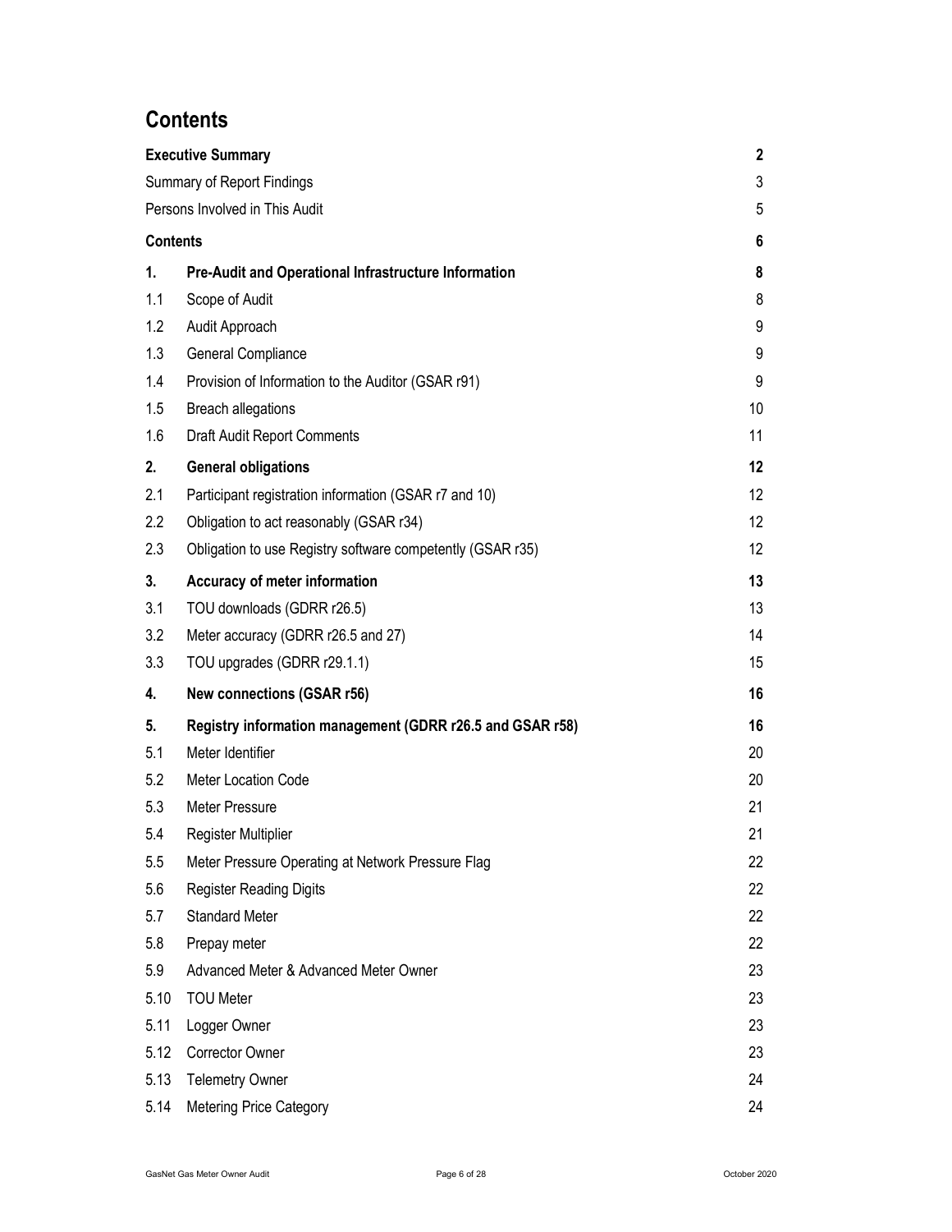# Contents

| | | |
|---|---|---|
| **Executive Summary** | | **2** |
| Summary of Report Findings | | 3 |
| Persons Involved in This Audit | | 5 |
| **Contents** | | **6** |
| **1.** | **Pre-Audit and Operational Infrastructure Information** | **8** |
| 1.1 | Scope of Audit | 8 |
| 1.2 | Audit Approach | 9 |
| 1.3 | General Compliance | 9 |
| 1.4 | Provision of Information to the Auditor (GSAR r91) | 9 |
| 1.5 | Breach allegations | 10 |
| 1.6 | Draft Audit Report Comments | 11 |
| **2.** | **General obligations** | **12** |
| 2.1 | Participant registration information (GSAR r7 and 10) | 12 |
| 2.2 | Obligation to act reasonably (GSAR r34) | 12 |
| 2.3 | Obligation to use Registry software competently (GSAR r35) | 12 |
| **3.** | **Accuracy of meter information** | **13** |
| 3.1 | TOU downloads (GDRR r26.5) | 13 |
| 3.2 | Meter accuracy (GDRR r26.5 and 27) | 14 |
| 3.3 | TOU upgrades (GDRR r29.1.1) | 15 |
| **4.** | **New connections (GSAR r56)** | **16** |
| **5.** | **Registry information management (GDRR r26.5 and GSAR r58)** | **16** |
| 5.1 | Meter Identifier | 20 |
| 5.2 | Meter Location Code | 20 |
| 5.3 | Meter Pressure | 21 |
| 5.4 | Register Multiplier | 21 |
| 5.5 | Meter Pressure Operating at Network Pressure Flag | 22 |
| 5.6 | Register Reading Digits | 22 |
| 5.7 | Standard Meter | 22 |
| 5.8 | Prepay meter | 22 |
| 5.9 | Advanced Meter & Advanced Meter Owner | 23 |
| 5.10 | TOU Meter | 23 |
| 5.11 | Logger Owner | 23 |
| 5.12 | Corrector Owner | 23 |
| 5.13 | Telemetry Owner | 24 |
| 5.14 | Metering Price Category | 24 |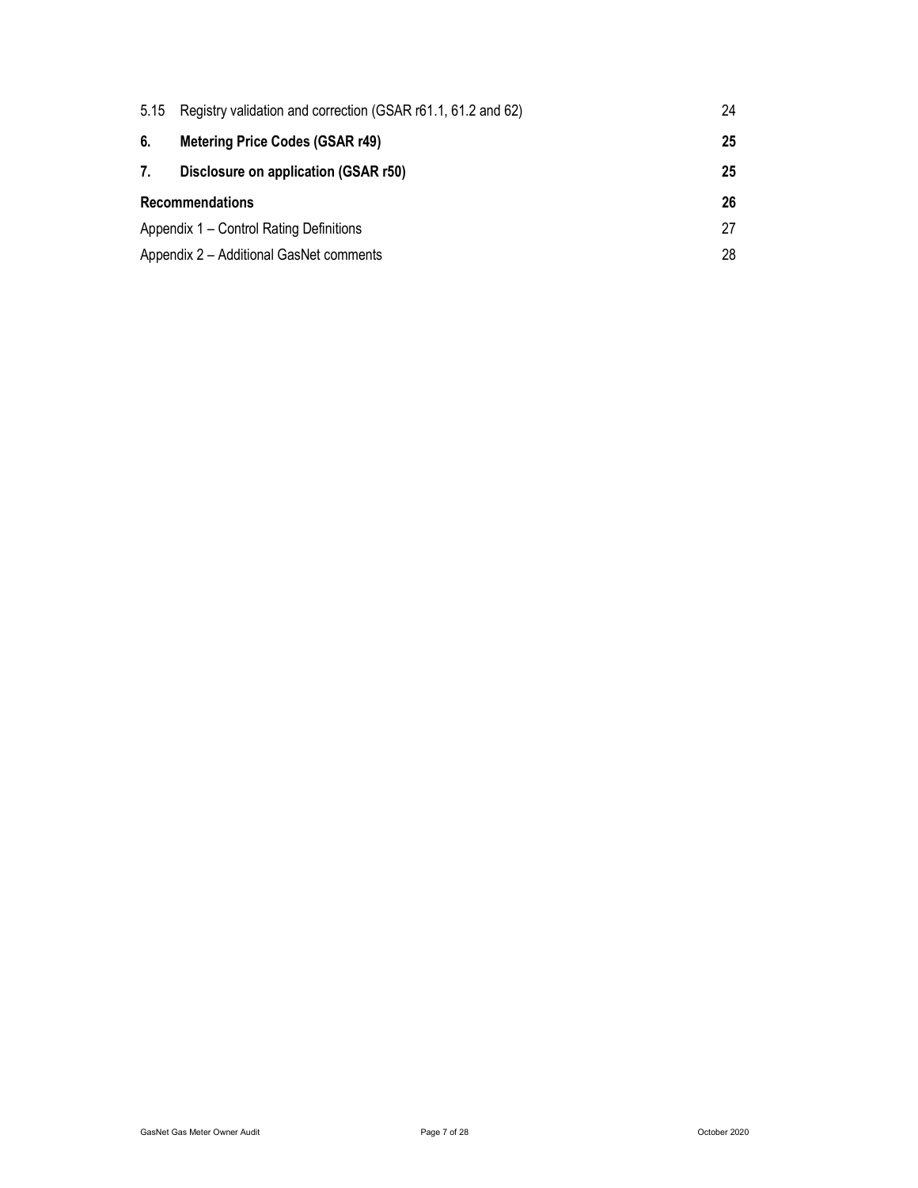| | | |
|---|---|---|
| 5.15 | Registry validation and correction (GSAR r61.1, 61.2 and 62) | 24 |
| **6.** | **Metering Price Codes (GSAR r49)** | **25** |
| **7.** | **Disclosure on application (GSAR r50)** | **25** |
| **Recommendations** | | **26** |
| Appendix 1 – Control Rating Definitions | | 27 |
| Appendix 2 – Additional GasNet comments | | 28 |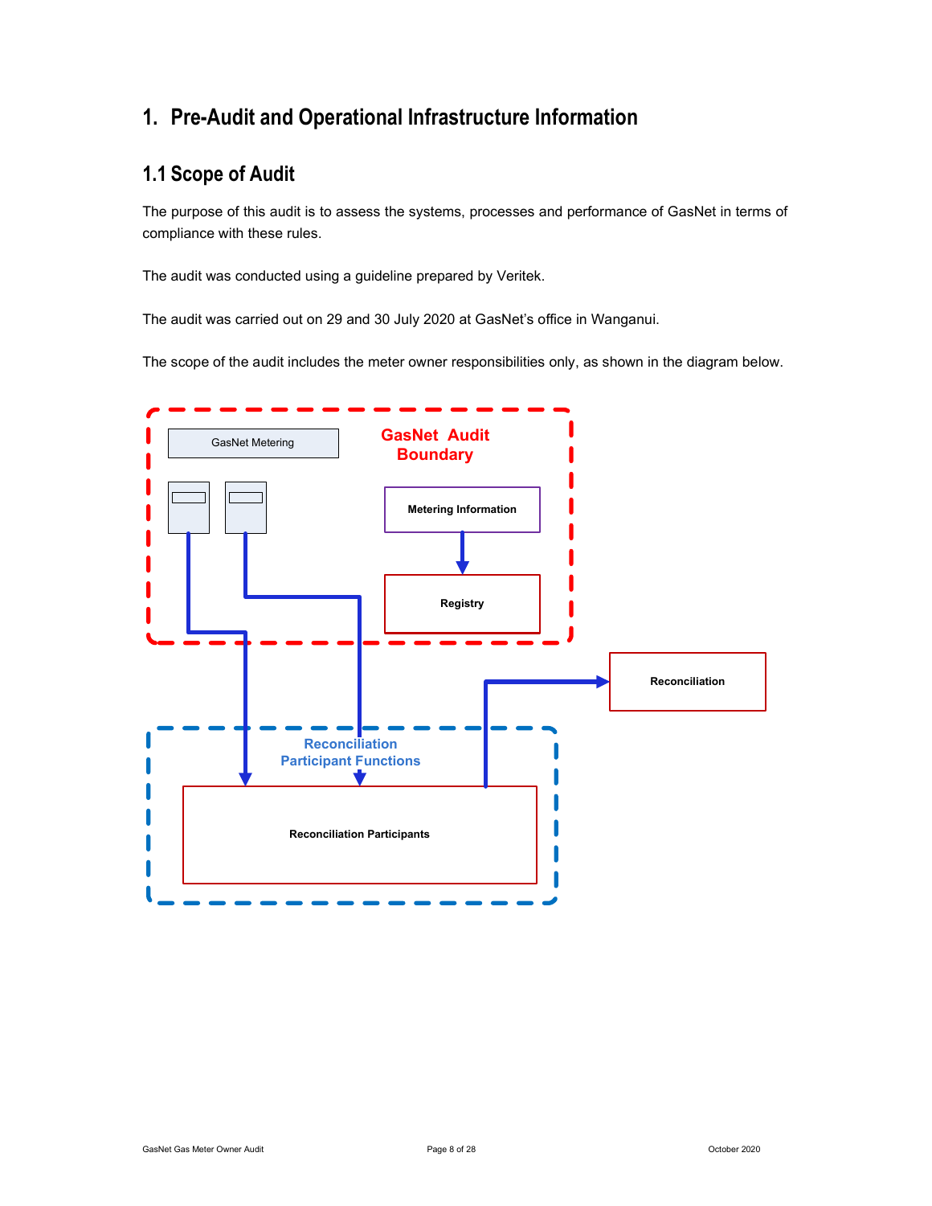# 1. Pre-Audit and Operational Infrastructure Information

## 1.1 Scope of Audit

The purpose of this audit is to assess the systems, processes and performance of GasNet in terms of compliance with these rules.

The audit was conducted using a guideline prepared by Veritek.

The audit was carried out on 29 and 30 July 2020 at GasNet's office in Wanganui.

The scope of the audit includes the meter owner responsibilities only, as shown in the diagram below.

GasNet Audit Boundary

GasNet Metering

Metering Information

Registry

Reconciliation

Reconciliation Participant Functions

Reconciliation Participants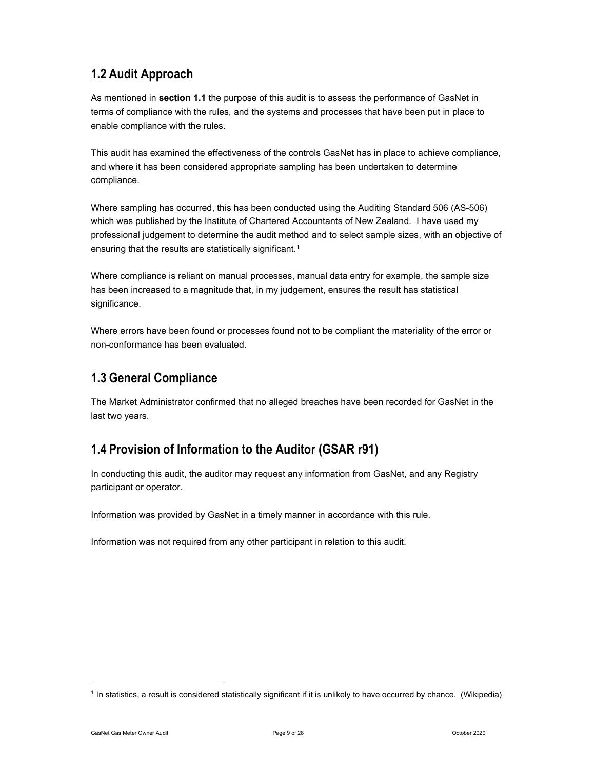## 1.2 Audit Approach

As mentioned in **section 1.1** the purpose of this audit is to assess the performance of GasNet in terms of compliance with the rules, and the systems and processes that have been put in place to enable compliance with the rules.

This audit has examined the effectiveness of the controls GasNet has in place to achieve compliance, and where it has been considered appropriate sampling has been undertaken to determine compliance.

Where sampling has occurred, this has been conducted using the Auditing Standard 506 (AS-506) which was published by the Institute of Chartered Accountants of New Zealand. I have used my professional judgement to determine the audit method and to select sample sizes, with an objective of ensuring that the results are statistically significant.[1]

Where compliance is reliant on manual processes, manual data entry for example, the sample size has been increased to a magnitude that, in my judgement, ensures the result has statistical significance.

Where errors have been found or processes found not to be compliant the materiality of the error or non-conformance has been evaluated.

## 1.3 General Compliance

The Market Administrator confirmed that no alleged breaches have been recorded for GasNet in the last two years.

## 1.4 Provision of Information to the Auditor (GSAR r91)

In conducting this audit, the auditor may request any information from GasNet, and any Registry participant or operator.

Information was provided by GasNet in a timely manner in accordance with this rule.

Information was not required from any other participant in relation to this audit.

[1] In statistics, a result is considered statistically significant if it is unlikely to have occurred by chance. (Wikipedia)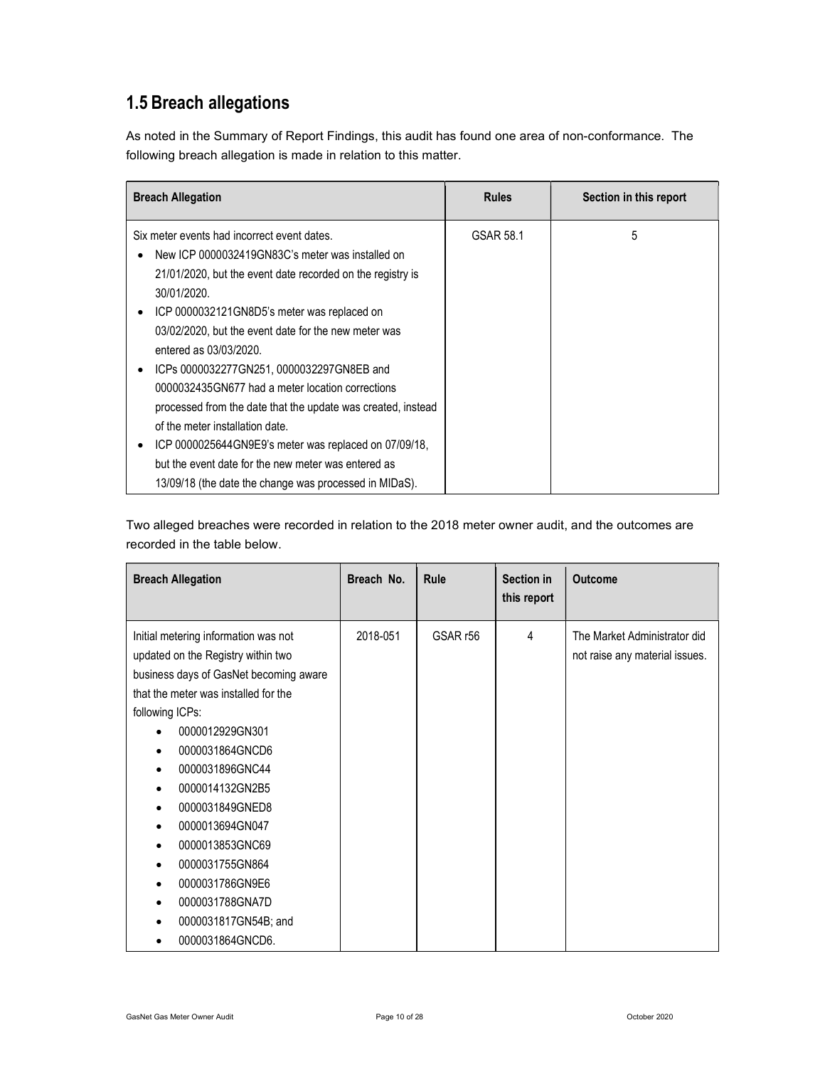## 1.5 Breach allegations

As noted in the Summary of Report Findings, this audit has found one area of non-conformance. The following breach allegation is made in relation to this matter.

| Breach Allegation | Rules | Section in this report |
|---|---|---|
| Six meter events had incorrect event dates.<br>• New ICP 0000032419GN83C's meter was installed on 21/01/2020, but the event date recorded on the registry is 30/01/2020.<br>• ICP 0000032121GN8D5's meter was replaced on 03/02/2020, but the event date for the new meter was entered as 03/03/2020.<br>• ICPs 0000032277GN251, 0000032297GN8EB and 0000032435GN677 had a meter location corrections processed from the date that the update was created, instead of the meter installation date.<br>• ICP 0000025644GN9E9's meter was replaced on 07/09/18, but the event date for the new meter was entered as 13/09/18 (the date the change was processed in MIDaS). | GSAR 58.1 | 5 |

Two alleged breaches were recorded in relation to the 2018 meter owner audit, and the outcomes are recorded in the table below.

| Breach Allegation | Breach No. | Rule | Section in this report | Outcome |
|---|---|---|---|---|
| Initial metering information was not updated on the Registry within two business days of GasNet becoming aware that the meter was installed for the following ICPs:<br>• 0000012929GN301<br>• 0000031864GNCD6<br>• 0000031896GNC44<br>• 0000014132GN2B5<br>• 0000031849GNED8<br>• 0000013694GN047<br>• 0000013853GNC69<br>• 0000031755GN864<br>• 0000031786GN9E6<br>• 0000031788GNA7D<br>• 0000031817GN54B; and<br>• 0000031864GNCD6. | 2018-051 | GSAR r56 | 4 | The Market Administrator did not raise any material issues. |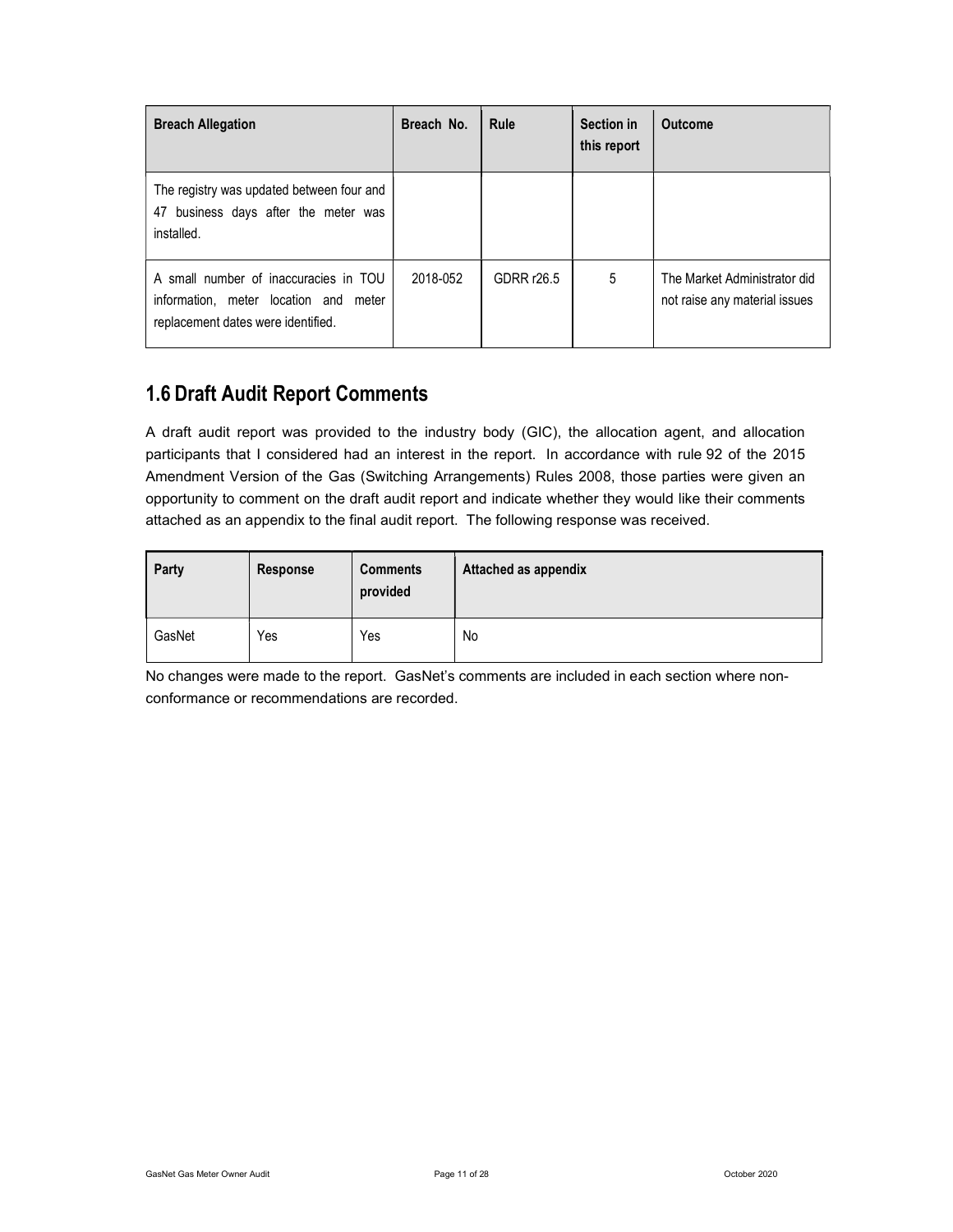| Breach Allegation | Breach No. | Rule | Section in this report | Outcome |
| --- | --- | --- | --- | --- |
| The registry was updated between four and 47 business days after the meter was installed. | | | | |
| A small number of inaccuracies in TOU information, meter location and meter replacement dates were identified. | 2018-052 | GDRR r26.5 | 5 | The Market Administrator did not raise any material issues |

## 1.6 Draft Audit Report Comments

A draft audit report was provided to the industry body (GIC), the allocation agent, and allocation participants that I considered had an interest in the report. In accordance with rule 92 of the 2015 Amendment Version of the Gas (Switching Arrangements) Rules 2008, those parties were given an opportunity to comment on the draft audit report and indicate whether they would like their comments attached as an appendix to the final audit report. The following response was received.

| Party | Response | Comments provided | Attached as appendix |
| --- | --- | --- | --- |
| GasNet | Yes | Yes | No |

No changes were made to the report. GasNet's comments are included in each section where non-conformance or recommendations are recorded.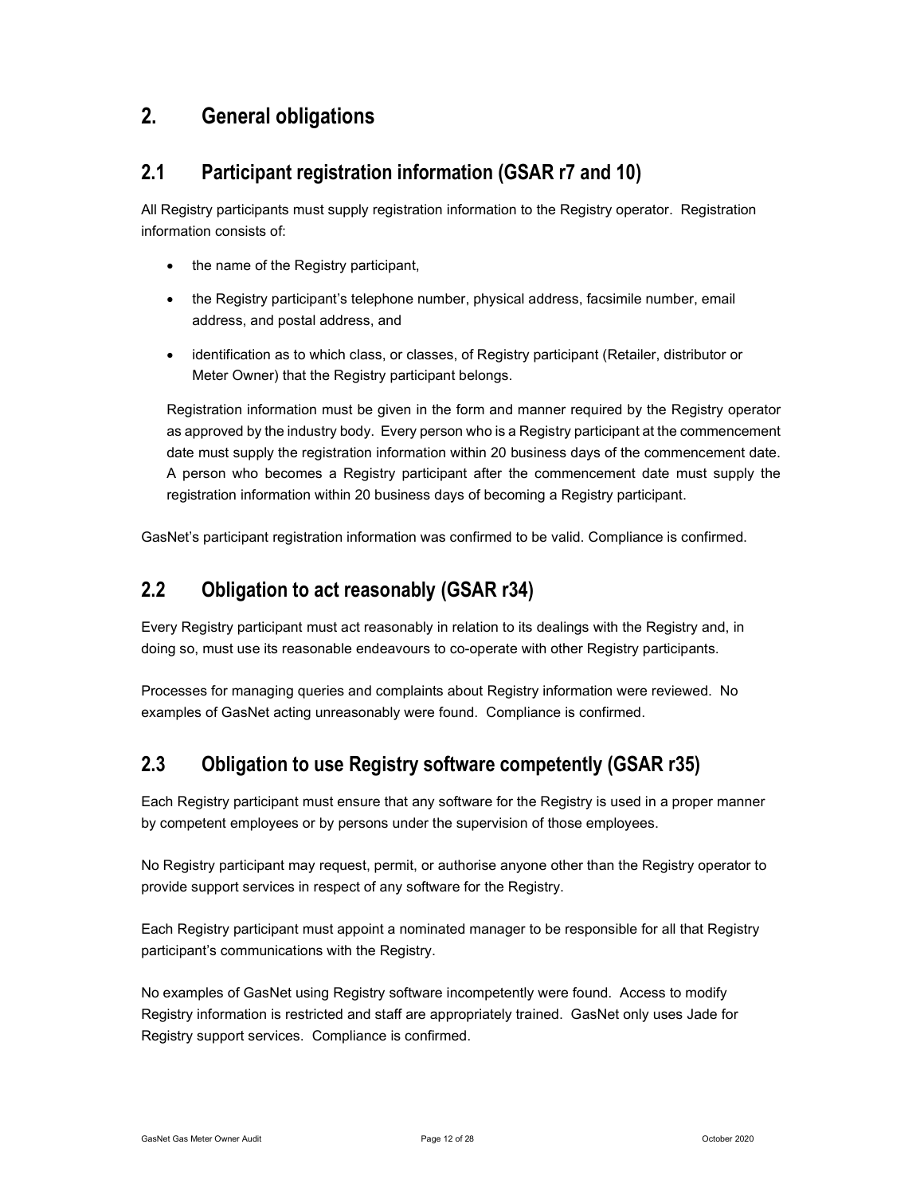# 2. General obligations

## 2.1 Participant registration information (GSAR r7 and 10)

All Registry participants must supply registration information to the Registry operator. Registration information consists of:

- the name of the Registry participant,
- the Registry participant's telephone number, physical address, facsimile number, email address, and postal address, and
- identification as to which class, or classes, of Registry participant (Retailer, distributor or Meter Owner) that the Registry participant belongs.

Registration information must be given in the form and manner required by the Registry operator as approved by the industry body. Every person who is a Registry participant at the commencement date must supply the registration information within 20 business days of the commencement date. A person who becomes a Registry participant after the commencement date must supply the registration information within 20 business days of becoming a Registry participant.

GasNet's participant registration information was confirmed to be valid. Compliance is confirmed.

## 2.2 Obligation to act reasonably (GSAR r34)

Every Registry participant must act reasonably in relation to its dealings with the Registry and, in doing so, must use its reasonable endeavours to co-operate with other Registry participants.

Processes for managing queries and complaints about Registry information were reviewed. No examples of GasNet acting unreasonably were found. Compliance is confirmed.

## 2.3 Obligation to use Registry software competently (GSAR r35)

Each Registry participant must ensure that any software for the Registry is used in a proper manner by competent employees or by persons under the supervision of those employees.

No Registry participant may request, permit, or authorise anyone other than the Registry operator to provide support services in respect of any software for the Registry.

Each Registry participant must appoint a nominated manager to be responsible for all that Registry participant's communications with the Registry.

No examples of GasNet using Registry software incompetently were found. Access to modify Registry information is restricted and staff are appropriately trained. GasNet only uses Jade for Registry support services. Compliance is confirmed.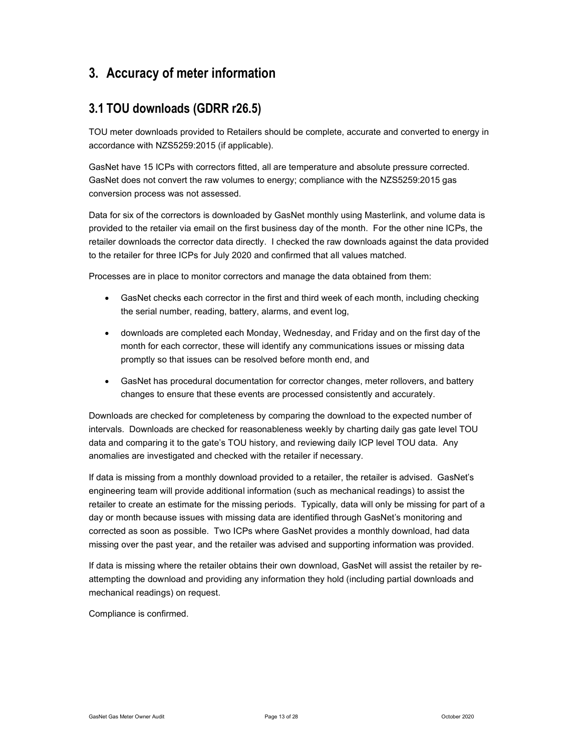# 3. Accuracy of meter information

## 3.1 TOU downloads (GDRR r26.5)

TOU meter downloads provided to Retailers should be complete, accurate and converted to energy in accordance with NZS5259:2015 (if applicable).

GasNet have 15 ICPs with correctors fitted, all are temperature and absolute pressure corrected. GasNet does not convert the raw volumes to energy; compliance with the NZS5259:2015 gas conversion process was not assessed.

Data for six of the correctors is downloaded by GasNet monthly using Masterlink, and volume data is provided to the retailer via email on the first business day of the month. For the other nine ICPs, the retailer downloads the corrector data directly. I checked the raw downloads against the data provided to the retailer for three ICPs for July 2020 and confirmed that all values matched.

Processes are in place to monitor correctors and manage the data obtained from them:

- GasNet checks each corrector in the first and third week of each month, including checking the serial number, reading, battery, alarms, and event log,
- downloads are completed each Monday, Wednesday, and Friday and on the first day of the month for each corrector, these will identify any communications issues or missing data promptly so that issues can be resolved before month end, and
- GasNet has procedural documentation for corrector changes, meter rollovers, and battery changes to ensure that these events are processed consistently and accurately.

Downloads are checked for completeness by comparing the download to the expected number of intervals. Downloads are checked for reasonableness weekly by charting daily gas gate level TOU data and comparing it to the gate's TOU history, and reviewing daily ICP level TOU data. Any anomalies are investigated and checked with the retailer if necessary.

If data is missing from a monthly download provided to a retailer, the retailer is advised. GasNet's engineering team will provide additional information (such as mechanical readings) to assist the retailer to create an estimate for the missing periods. Typically, data will only be missing for part of a day or month because issues with missing data are identified through GasNet's monitoring and corrected as soon as possible. Two ICPs where GasNet provides a monthly download, had data missing over the past year, and the retailer was advised and supporting information was provided.

If data is missing where the retailer obtains their own download, GasNet will assist the retailer by re-attempting the download and providing any information they hold (including partial downloads and mechanical readings) on request.

Compliance is confirmed.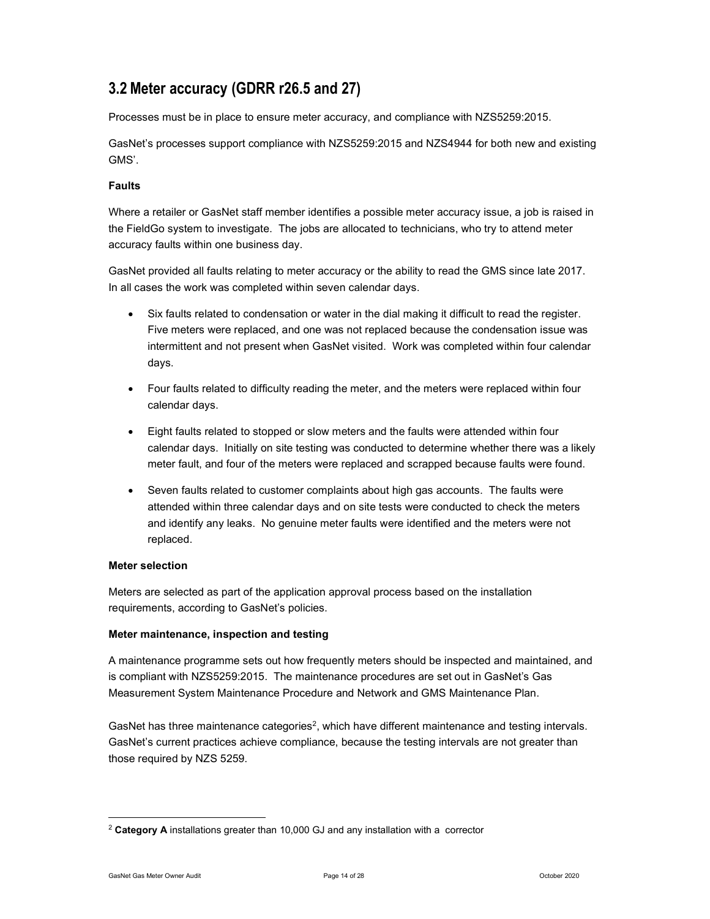## 3.2 Meter accuracy (GDRR r26.5 and 27)

Processes must be in place to ensure meter accuracy, and compliance with NZS5259:2015.

GasNet's processes support compliance with NZS5259:2015 and NZS4944 for both new and existing GMS'.

**Faults**

Where a retailer or GasNet staff member identifies a possible meter accuracy issue, a job is raised in the FieldGo system to investigate. The jobs are allocated to technicians, who try to attend meter accuracy faults within one business day.

GasNet provided all faults relating to meter accuracy or the ability to read the GMS since late 2017. In all cases the work was completed within seven calendar days.

- Six faults related to condensation or water in the dial making it difficult to read the register. Five meters were replaced, and one was not replaced because the condensation issue was intermittent and not present when GasNet visited. Work was completed within four calendar days.
- Four faults related to difficulty reading the meter, and the meters were replaced within four calendar days.
- Eight faults related to stopped or slow meters and the faults were attended within four calendar days. Initially on site testing was conducted to determine whether there was a likely meter fault, and four of the meters were replaced and scrapped because faults were found.
- Seven faults related to customer complaints about high gas accounts. The faults were attended within three calendar days and on site tests were conducted to check the meters and identify any leaks. No genuine meter faults were identified and the meters were not replaced.

**Meter selection**

Meters are selected as part of the application approval process based on the installation requirements, according to GasNet's policies.

**Meter maintenance, inspection and testing**

A maintenance programme sets out how frequently meters should be inspected and maintained, and is compliant with NZS5259:2015. The maintenance procedures are set out in GasNet's Gas Measurement System Maintenance Procedure and Network and GMS Maintenance Plan.

GasNet has three maintenance categories[2], which have different maintenance and testing intervals. GasNet's current practices achieve compliance, because the testing intervals are not greater than those required by NZS 5259.

[2] **Category A** installations greater than 10,000 GJ and any installation with a corrector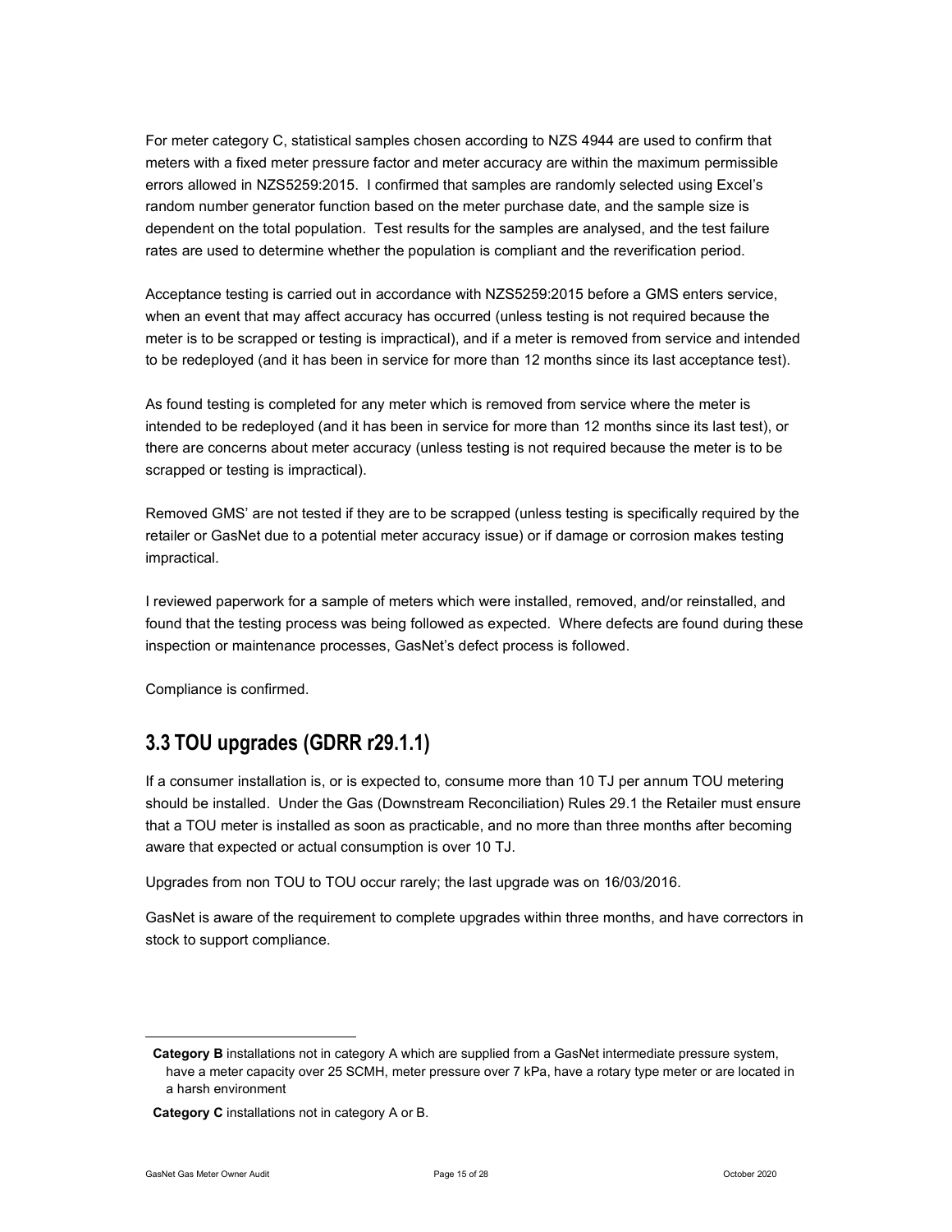For meter category C, statistical samples chosen according to NZS 4944 are used to confirm that meters with a fixed meter pressure factor and meter accuracy are within the maximum permissible errors allowed in NZS5259:2015. I confirmed that samples are randomly selected using Excel's random number generator function based on the meter purchase date, and the sample size is dependent on the total population. Test results for the samples are analysed, and the test failure rates are used to determine whether the population is compliant and the reverification period.

Acceptance testing is carried out in accordance with NZS5259:2015 before a GMS enters service, when an event that may affect accuracy has occurred (unless testing is not required because the meter is to be scrapped or testing is impractical), and if a meter is removed from service and intended to be redeployed (and it has been in service for more than 12 months since its last acceptance test).

As found testing is completed for any meter which is removed from service where the meter is intended to be redeployed (and it has been in service for more than 12 months since its last test), or there are concerns about meter accuracy (unless testing is not required because the meter is to be scrapped or testing is impractical).

Removed GMS' are not tested if they are to be scrapped (unless testing is specifically required by the retailer or GasNet due to a potential meter accuracy issue) or if damage or corrosion makes testing impractical.

I reviewed paperwork for a sample of meters which were installed, removed, and/or reinstalled, and found that the testing process was being followed as expected. Where defects are found during these inspection or maintenance processes, GasNet's defect process is followed.

Compliance is confirmed.

## 3.3 TOU upgrades (GDRR r29.1.1)

If a consumer installation is, or is expected to, consume more than 10 TJ per annum TOU metering should be installed. Under the Gas (Downstream Reconciliation) Rules 29.1 the Retailer must ensure that a TOU meter is installed as soon as practicable, and no more than three months after becoming aware that expected or actual consumption is over 10 TJ.

Upgrades from non TOU to TOU occur rarely; the last upgrade was on 16/03/2016.

GasNet is aware of the requirement to complete upgrades within three months, and have correctors in stock to support compliance.

---

**Category B** installations not in category A which are supplied from a GasNet intermediate pressure system, have a meter capacity over 25 SCMH, meter pressure over 7 kPa, have a rotary type meter or are located in a harsh environment

**Category C** installations not in category A or B.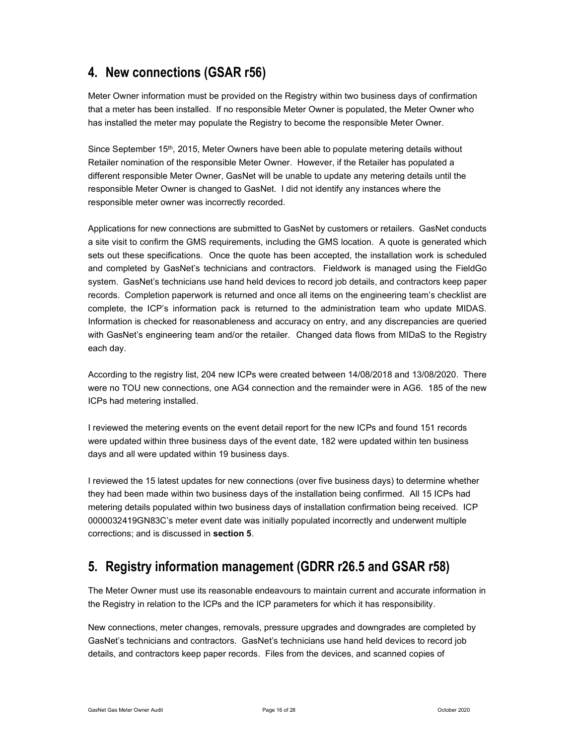## 4. New connections (GSAR r56)

Meter Owner information must be provided on the Registry within two business days of confirmation that a meter has been installed. If no responsible Meter Owner is populated, the Meter Owner who has installed the meter may populate the Registry to become the responsible Meter Owner.

Since September 15th, 2015, Meter Owners have been able to populate metering details without Retailer nomination of the responsible Meter Owner. However, if the Retailer has populated a different responsible Meter Owner, GasNet will be unable to update any metering details until the responsible Meter Owner is changed to GasNet. I did not identify any instances where the responsible meter owner was incorrectly recorded.

Applications for new connections are submitted to GasNet by customers or retailers. GasNet conducts a site visit to confirm the GMS requirements, including the GMS location. A quote is generated which sets out these specifications. Once the quote has been accepted, the installation work is scheduled and completed by GasNet's technicians and contractors. Fieldwork is managed using the FieldGo system. GasNet's technicians use hand held devices to record job details, and contractors keep paper records. Completion paperwork is returned and once all items on the engineering team's checklist are complete, the ICP's information pack is returned to the administration team who update MIDAS. Information is checked for reasonableness and accuracy on entry, and any discrepancies are queried with GasNet's engineering team and/or the retailer. Changed data flows from MIDaS to the Registry each day.

According to the registry list, 204 new ICPs were created between 14/08/2018 and 13/08/2020. There were no TOU new connections, one AG4 connection and the remainder were in AG6. 185 of the new ICPs had metering installed.

I reviewed the metering events on the event detail report for the new ICPs and found 151 records were updated within three business days of the event date, 182 were updated within ten business days and all were updated within 19 business days.

I reviewed the 15 latest updates for new connections (over five business days) to determine whether they had been made within two business days of the installation being confirmed. All 15 ICPs had metering details populated within two business days of installation confirmation being received. ICP 0000032419GN83C's meter event date was initially populated incorrectly and underwent multiple corrections; and is discussed in **section 5**.

## 5. Registry information management (GDRR r26.5 and GSAR r58)

The Meter Owner must use its reasonable endeavours to maintain current and accurate information in the Registry in relation to the ICPs and the ICP parameters for which it has responsibility.

New connections, meter changes, removals, pressure upgrades and downgrades are completed by GasNet's technicians and contractors. GasNet's technicians use hand held devices to record job details, and contractors keep paper records. Files from the devices, and scanned copies of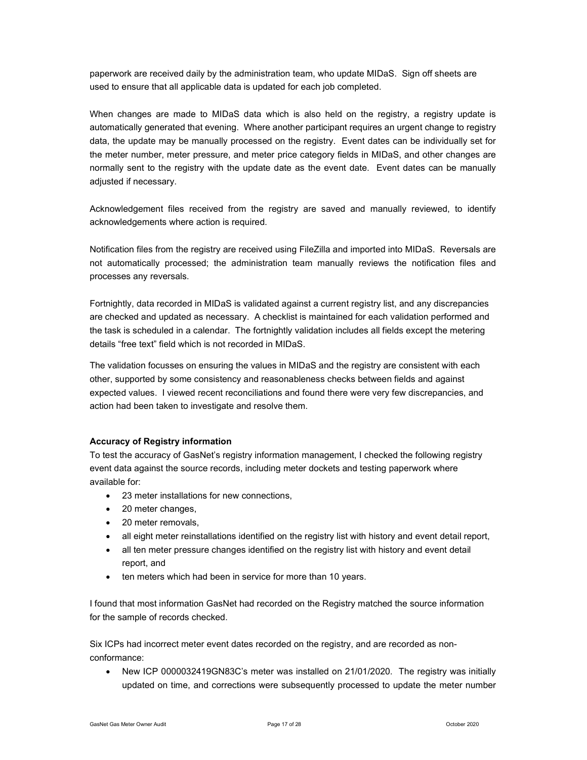paperwork are received daily by the administration team, who update MIDaS. Sign off sheets are used to ensure that all applicable data is updated for each job completed.

When changes are made to MIDaS data which is also held on the registry, a registry update is automatically generated that evening. Where another participant requires an urgent change to registry data, the update may be manually processed on the registry. Event dates can be individually set for the meter number, meter pressure, and meter price category fields in MIDaS, and other changes are normally sent to the registry with the update date as the event date. Event dates can be manually adjusted if necessary.

Acknowledgement files received from the registry are saved and manually reviewed, to identify acknowledgements where action is required.

Notification files from the registry are received using FileZilla and imported into MIDaS. Reversals are not automatically processed; the administration team manually reviews the notification files and processes any reversals.

Fortnightly, data recorded in MIDaS is validated against a current registry list, and any discrepancies are checked and updated as necessary. A checklist is maintained for each validation performed and the task is scheduled in a calendar. The fortnightly validation includes all fields except the metering details "free text" field which is not recorded in MIDaS.

The validation focusses on ensuring the values in MIDaS and the registry are consistent with each other, supported by some consistency and reasonableness checks between fields and against expected values. I viewed recent reconciliations and found there were very few discrepancies, and action had been taken to investigate and resolve them.

**Accuracy of Registry information**

To test the accuracy of GasNet's registry information management, I checked the following registry event data against the source records, including meter dockets and testing paperwork where available for:

- 23 meter installations for new connections,
- 20 meter changes,
- 20 meter removals,
- all eight meter reinstallations identified on the registry list with history and event detail report,
- all ten meter pressure changes identified on the registry list with history and event detail report, and
- ten meters which had been in service for more than 10 years.

I found that most information GasNet had recorded on the Registry matched the source information for the sample of records checked.

Six ICPs had incorrect meter event dates recorded on the registry, and are recorded as non-conformance:

- New ICP 0000032419GN83C's meter was installed on 21/01/2020. The registry was initially updated on time, and corrections were subsequently processed to update the meter number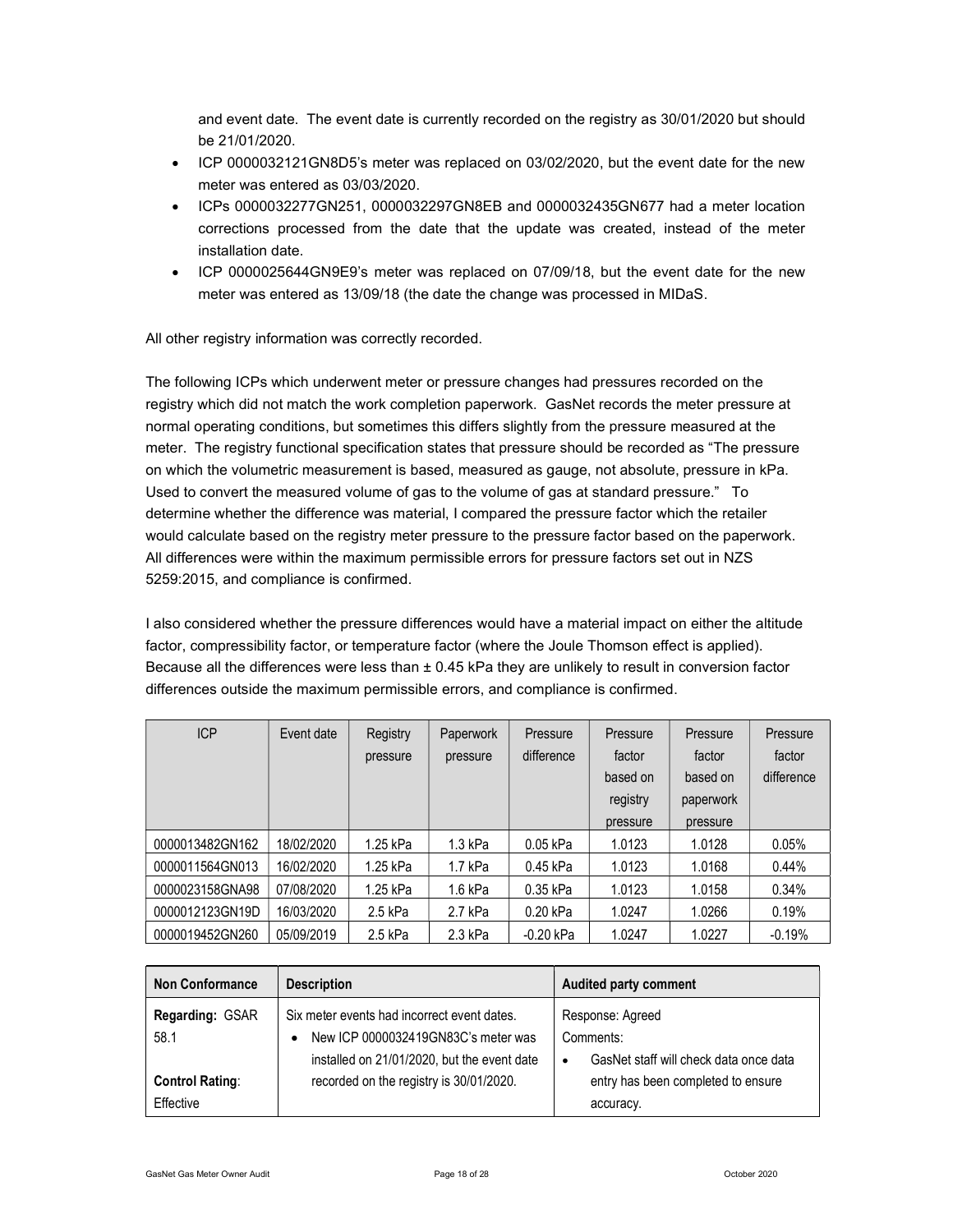and event date. The event date is currently recorded on the registry as 30/01/2020 but should be 21/01/2020.

- ICP 0000032121GN8D5's meter was replaced on 03/02/2020, but the event date for the new meter was entered as 03/03/2020.
- ICPs 0000032277GN251, 0000032297GN8EB and 0000032435GN677 had a meter location corrections processed from the date that the update was created, instead of the meter installation date.
- ICP 0000025644GN9E9's meter was replaced on 07/09/18, but the event date for the new meter was entered as 13/09/18 (the date the change was processed in MIDaS.

All other registry information was correctly recorded.

The following ICPs which underwent meter or pressure changes had pressures recorded on the registry which did not match the work completion paperwork. GasNet records the meter pressure at normal operating conditions, but sometimes this differs slightly from the pressure measured at the meter. The registry functional specification states that pressure should be recorded as "The pressure on which the volumetric measurement is based, measured as gauge, not absolute, pressure in kPa. Used to convert the measured volume of gas to the volume of gas at standard pressure." To determine whether the difference was material, I compared the pressure factor which the retailer would calculate based on the registry meter pressure to the pressure factor based on the paperwork. All differences were within the maximum permissible errors for pressure factors set out in NZS 5259:2015, and compliance is confirmed.

I also considered whether the pressure differences would have a material impact on either the altitude factor, compressibility factor, or temperature factor (where the Joule Thomson effect is applied). Because all the differences were less than ± 0.45 kPa they are unlikely to result in conversion factor differences outside the maximum permissible errors, and compliance is confirmed.

| ICP | Event date | Registry pressure | Paperwork pressure | Pressure difference | Pressure factor based on registry pressure | Pressure factor based on paperwork pressure | Pressure factor difference |
|---|---|---|---|---|---|---|---|
| 0000013482GN162 | 18/02/2020 | 1.25 kPa | 1.3 kPa | 0.05 kPa | 1.0123 | 1.0128 | 0.05% |
| 0000011564GN013 | 16/02/2020 | 1.25 kPa | 1.7 kPa | 0.45 kPa | 1.0123 | 1.0168 | 0.44% |
| 0000023158GNA98 | 07/08/2020 | 1.25 kPa | 1.6 kPa | 0.35 kPa | 1.0123 | 1.0158 | 0.34% |
| 0000012123GN19D | 16/03/2020 | 2.5 kPa | 2.7 kPa | 0.20 kPa | 1.0247 | 1.0266 | 0.19% |
| 0000019452GN260 | 05/09/2019 | 2.5 kPa | 2.3 kPa | -0.20 kPa | 1.0247 | 1.0227 | -0.19% |

| Non Conformance | Description | Audited party comment |
|---|---|---|
| **Regarding:** GSAR 58.1<br><br>**Control Rating:** Effective | Six meter events had incorrect event dates.<br>• New ICP 0000032419GN83C's meter was installed on 21/01/2020, but the event date recorded on the registry is 30/01/2020. | Response: Agreed<br>Comments:<br>• GasNet staff will check data once data entry has been completed to ensure accuracy. |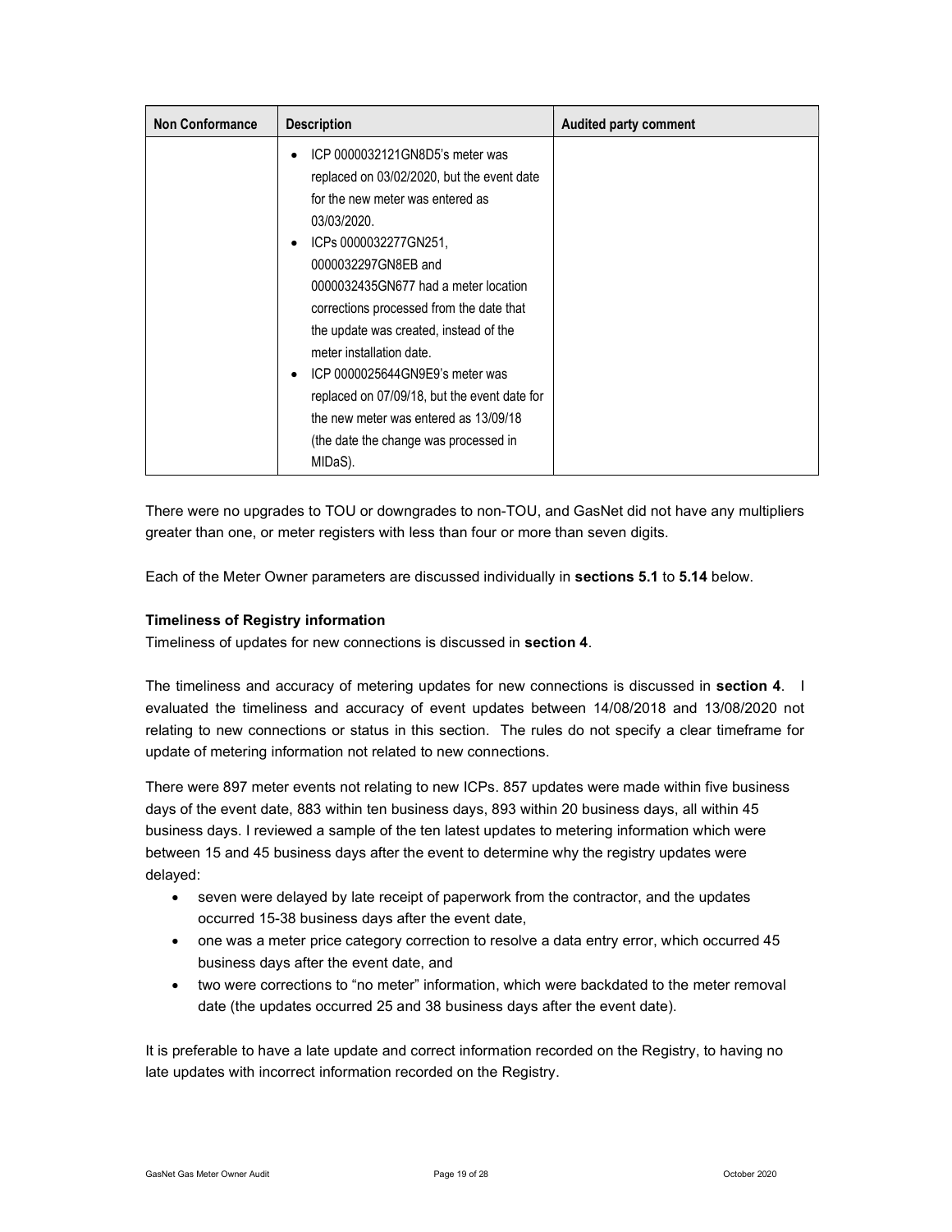| Non Conformance | Description | Audited party comment |
|---|---|---|
| | • ICP 0000032121GN8D5's meter was replaced on 03/02/2020, but the event date for the new meter was entered as 03/03/2020.<br>• ICPs 0000032277GN251, 0000032297GN8EB and 0000032435GN677 had a meter location corrections processed from the date that the update was created, instead of the meter installation date.<br>• ICP 0000025644GN9E9's meter was replaced on 07/09/18, but the event date for the new meter was entered as 13/09/18 (the date the change was processed in MIDaS). | |

There were no upgrades to TOU or downgrades to non-TOU, and GasNet did not have any multipliers greater than one, or meter registers with less than four or more than seven digits.

Each of the Meter Owner parameters are discussed individually in **sections 5.1** to **5.14** below.

**Timeliness of Registry information**

Timeliness of updates for new connections is discussed in **section 4**.

The timeliness and accuracy of metering updates for new connections is discussed in **section 4**. I evaluated the timeliness and accuracy of event updates between 14/08/2018 and 13/08/2020 not relating to new connections or status in this section. The rules do not specify a clear timeframe for update of metering information not related to new connections.

There were 897 meter events not relating to new ICPs. 857 updates were made within five business days of the event date, 883 within ten business days, 893 within 20 business days, all within 45 business days. I reviewed a sample of the ten latest updates to metering information which were between 15 and 45 business days after the event to determine why the registry updates were delayed:

- seven were delayed by late receipt of paperwork from the contractor, and the updates occurred 15-38 business days after the event date,
- one was a meter price category correction to resolve a data entry error, which occurred 45 business days after the event date, and
- two were corrections to "no meter" information, which were backdated to the meter removal date (the updates occurred 25 and 38 business days after the event date).

It is preferable to have a late update and correct information recorded on the Registry, to having no late updates with incorrect information recorded on the Registry.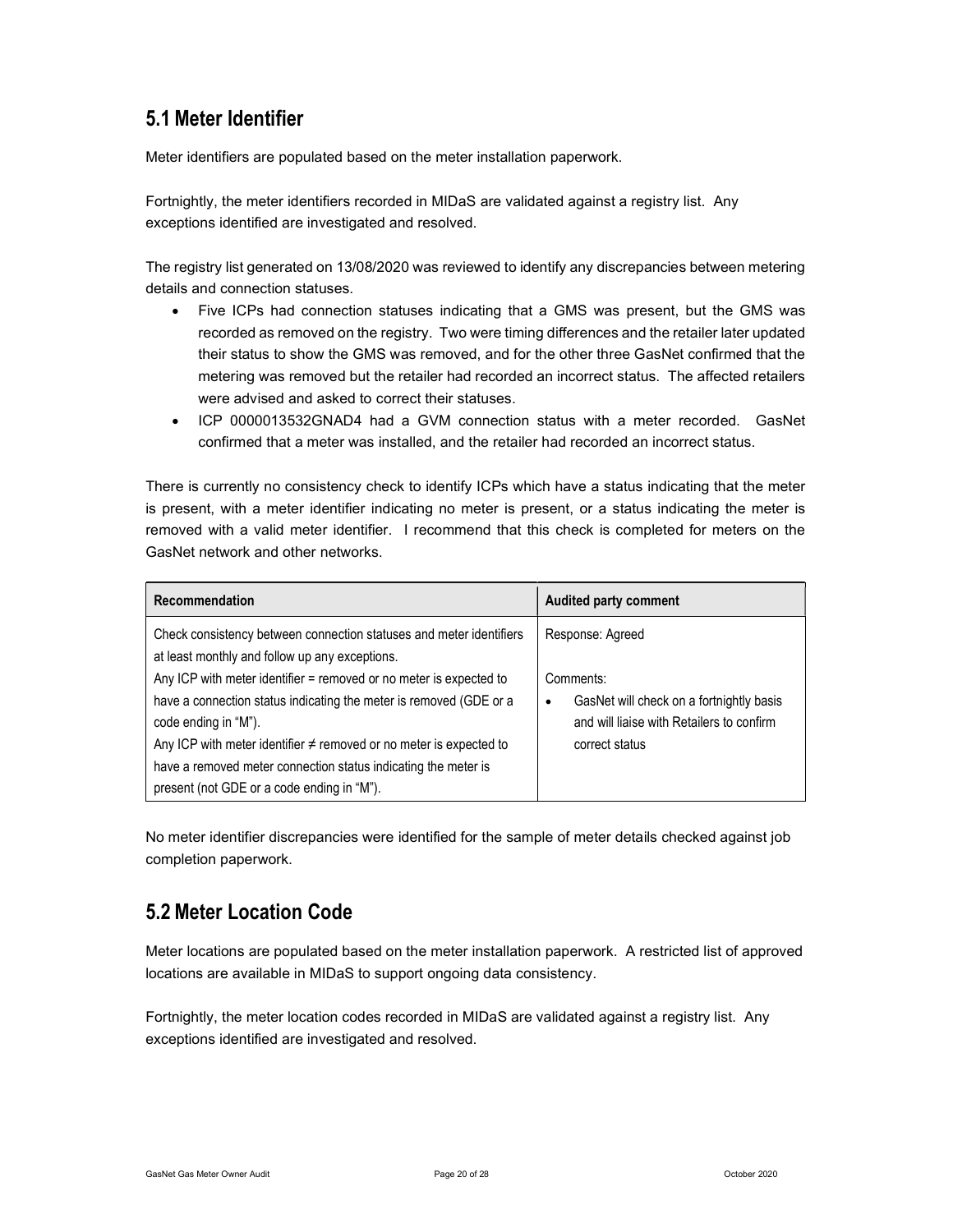## 5.1 Meter Identifier

Meter identifiers are populated based on the meter installation paperwork.

Fortnightly, the meter identifiers recorded in MIDaS are validated against a registry list. Any exceptions identified are investigated and resolved.

The registry list generated on 13/08/2020 was reviewed to identify any discrepancies between metering details and connection statuses.

- Five ICPs had connection statuses indicating that a GMS was present, but the GMS was recorded as removed on the registry. Two were timing differences and the retailer later updated their status to show the GMS was removed, and for the other three GasNet confirmed that the metering was removed but the retailer had recorded an incorrect status. The affected retailers were advised and asked to correct their statuses.
- ICP 0000013532GNAD4 had a GVM connection status with a meter recorded. GasNet confirmed that a meter was installed, and the retailer had recorded an incorrect status.

There is currently no consistency check to identify ICPs which have a status indicating that the meter is present, with a meter identifier indicating no meter is present, or a status indicating the meter is removed with a valid meter identifier. I recommend that this check is completed for meters on the GasNet network and other networks.

| Recommendation | Audited party comment |
|---|---|
| Check consistency between connection statuses and meter identifiers at least monthly and follow up any exceptions.<br>Any ICP with meter identifier = removed or no meter is expected to have a connection status indicating the meter is removed (GDE or a code ending in "M").<br>Any ICP with meter identifier ≠ removed or no meter is expected to have a removed meter connection status indicating the meter is present (not GDE or a code ending in "M"). | Response: Agreed<br><br>Comments:<br>• GasNet will check on a fortnightly basis and will liaise with Retailers to confirm correct status |

No meter identifier discrepancies were identified for the sample of meter details checked against job completion paperwork.

## 5.2 Meter Location Code

Meter locations are populated based on the meter installation paperwork. A restricted list of approved locations are available in MIDaS to support ongoing data consistency.

Fortnightly, the meter location codes recorded in MIDaS are validated against a registry list. Any exceptions identified are investigated and resolved.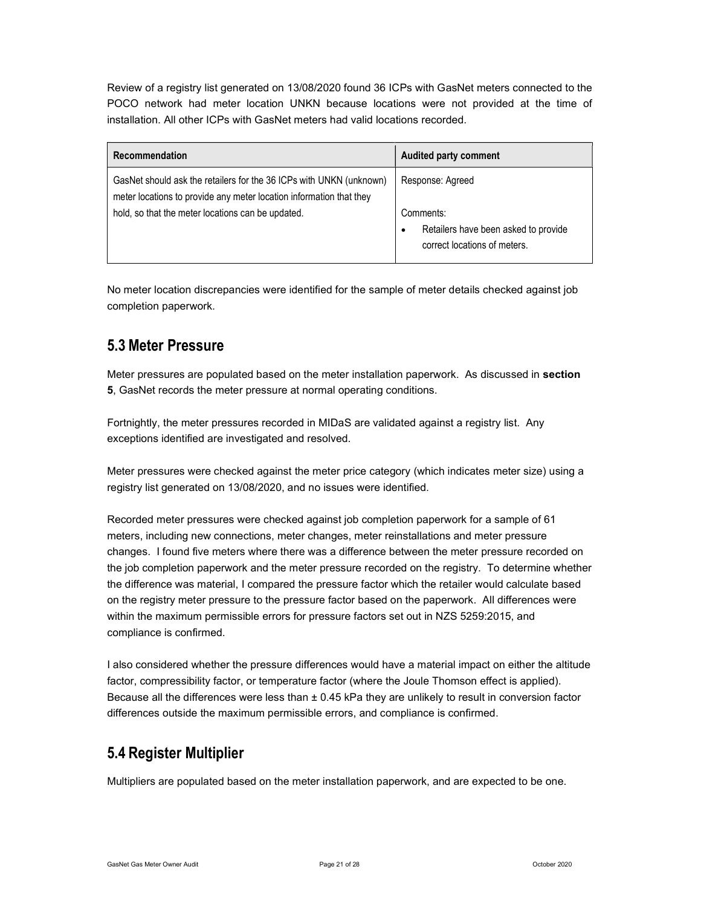Review of a registry list generated on 13/08/2020 found 36 ICPs with GasNet meters connected to the POCO network had meter location UNKN because locations were not provided at the time of installation. All other ICPs with GasNet meters had valid locations recorded.

| Recommendation | Audited party comment |
|---|---|
| GasNet should ask the retailers for the 36 ICPs with UNKN (unknown) meter locations to provide any meter location information that they hold, so that the meter locations can be updated. | Response: Agreed<br><br>Comments:<br>• Retailers have been asked to provide correct locations of meters. |

No meter location discrepancies were identified for the sample of meter details checked against job completion paperwork.

## 5.3 Meter Pressure

Meter pressures are populated based on the meter installation paperwork. As discussed in **section 5**, GasNet records the meter pressure at normal operating conditions.

Fortnightly, the meter pressures recorded in MIDaS are validated against a registry list. Any exceptions identified are investigated and resolved.

Meter pressures were checked against the meter price category (which indicates meter size) using a registry list generated on 13/08/2020, and no issues were identified.

Recorded meter pressures were checked against job completion paperwork for a sample of 61 meters, including new connections, meter changes, meter reinstallations and meter pressure changes. I found five meters where there was a difference between the meter pressure recorded on the job completion paperwork and the meter pressure recorded on the registry. To determine whether the difference was material, I compared the pressure factor which the retailer would calculate based on the registry meter pressure to the pressure factor based on the paperwork. All differences were within the maximum permissible errors for pressure factors set out in NZS 5259:2015, and compliance is confirmed.

I also considered whether the pressure differences would have a material impact on either the altitude factor, compressibility factor, or temperature factor (where the Joule Thomson effect is applied). Because all the differences were less than ± 0.45 kPa they are unlikely to result in conversion factor differences outside the maximum permissible errors, and compliance is confirmed.

## 5.4 Register Multiplier

Multipliers are populated based on the meter installation paperwork, and are expected to be one.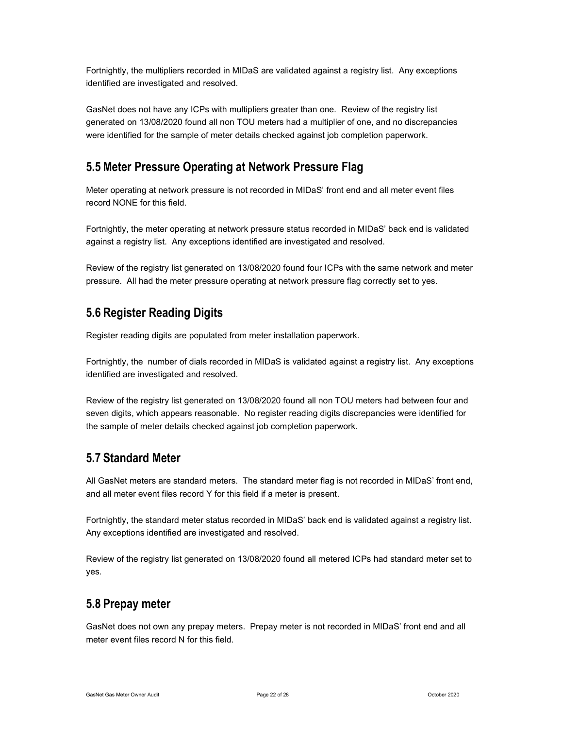Fortnightly, the multipliers recorded in MIDaS are validated against a registry list. Any exceptions identified are investigated and resolved.

GasNet does not have any ICPs with multipliers greater than one. Review of the registry list generated on 13/08/2020 found all non TOU meters had a multiplier of one, and no discrepancies were identified for the sample of meter details checked against job completion paperwork.

## 5.5 Meter Pressure Operating at Network Pressure Flag

Meter operating at network pressure is not recorded in MIDaS' front end and all meter event files record NONE for this field.

Fortnightly, the meter operating at network pressure status recorded in MIDaS' back end is validated against a registry list. Any exceptions identified are investigated and resolved.

Review of the registry list generated on 13/08/2020 found four ICPs with the same network and meter pressure. All had the meter pressure operating at network pressure flag correctly set to yes.

## 5.6 Register Reading Digits

Register reading digits are populated from meter installation paperwork.

Fortnightly, the number of dials recorded in MIDaS is validated against a registry list. Any exceptions identified are investigated and resolved.

Review of the registry list generated on 13/08/2020 found all non TOU meters had between four and seven digits, which appears reasonable. No register reading digits discrepancies were identified for the sample of meter details checked against job completion paperwork.

## 5.7 Standard Meter

All GasNet meters are standard meters. The standard meter flag is not recorded in MIDaS' front end, and all meter event files record Y for this field if a meter is present.

Fortnightly, the standard meter status recorded in MIDaS' back end is validated against a registry list. Any exceptions identified are investigated and resolved.

Review of the registry list generated on 13/08/2020 found all metered ICPs had standard meter set to yes.

## 5.8 Prepay meter

GasNet does not own any prepay meters. Prepay meter is not recorded in MIDaS' front end and all meter event files record N for this field.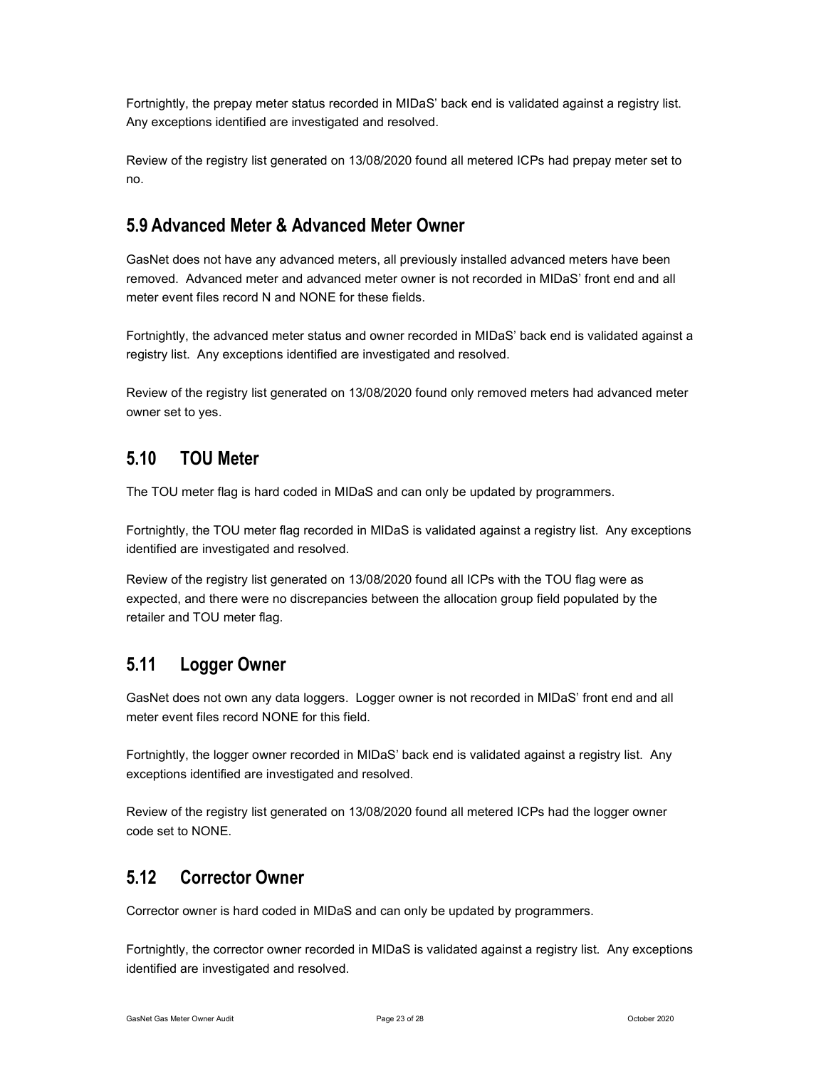Fortnightly, the prepay meter status recorded in MIDaS' back end is validated against a registry list. Any exceptions identified are investigated and resolved.

Review of the registry list generated on 13/08/2020 found all metered ICPs had prepay meter set to no.

## 5.9 Advanced Meter & Advanced Meter Owner

GasNet does not have any advanced meters, all previously installed advanced meters have been removed. Advanced meter and advanced meter owner is not recorded in MIDaS' front end and all meter event files record N and NONE for these fields.

Fortnightly, the advanced meter status and owner recorded in MIDaS' back end is validated against a registry list. Any exceptions identified are investigated and resolved.

Review of the registry list generated on 13/08/2020 found only removed meters had advanced meter owner set to yes.

## 5.10 TOU Meter

The TOU meter flag is hard coded in MIDaS and can only be updated by programmers.

Fortnightly, the TOU meter flag recorded in MIDaS is validated against a registry list. Any exceptions identified are investigated and resolved.

Review of the registry list generated on 13/08/2020 found all ICPs with the TOU flag were as expected, and there were no discrepancies between the allocation group field populated by the retailer and TOU meter flag.

## 5.11 Logger Owner

GasNet does not own any data loggers. Logger owner is not recorded in MIDaS' front end and all meter event files record NONE for this field.

Fortnightly, the logger owner recorded in MIDaS' back end is validated against a registry list. Any exceptions identified are investigated and resolved.

Review of the registry list generated on 13/08/2020 found all metered ICPs had the logger owner code set to NONE.

## 5.12 Corrector Owner

Corrector owner is hard coded in MIDaS and can only be updated by programmers.

Fortnightly, the corrector owner recorded in MIDaS is validated against a registry list. Any exceptions identified are investigated and resolved.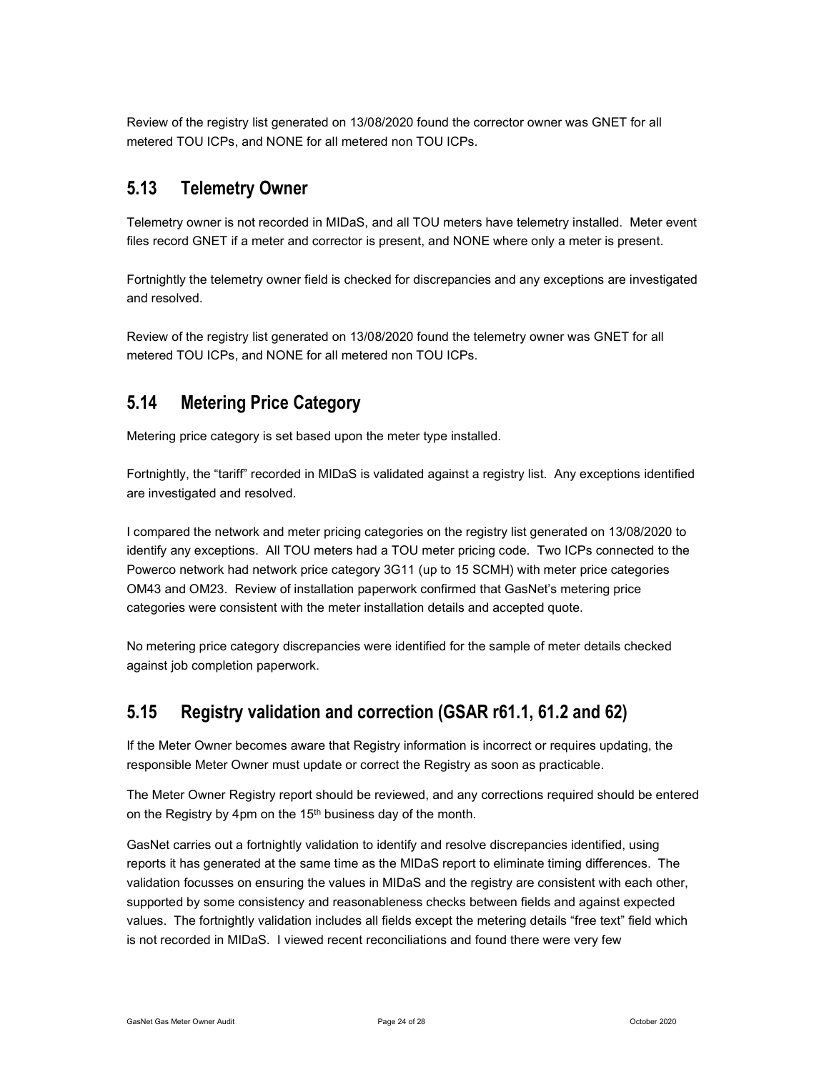Review of the registry list generated on 13/08/2020 found the corrector owner was GNET for all metered TOU ICPs, and NONE for all metered non TOU ICPs.

## 5.13 Telemetry Owner

Telemetry owner is not recorded in MIDaS, and all TOU meters have telemetry installed. Meter event files record GNET if a meter and corrector is present, and NONE where only a meter is present.

Fortnightly the telemetry owner field is checked for discrepancies and any exceptions are investigated and resolved.

Review of the registry list generated on 13/08/2020 found the telemetry owner was GNET for all metered TOU ICPs, and NONE for all metered non TOU ICPs.

## 5.14 Metering Price Category

Metering price category is set based upon the meter type installed.

Fortnightly, the "tariff" recorded in MIDaS is validated against a registry list. Any exceptions identified are investigated and resolved.

I compared the network and meter pricing categories on the registry list generated on 13/08/2020 to identify any exceptions. All TOU meters had a TOU meter pricing code. Two ICPs connected to the Powerco network had network price category 3G11 (up to 15 SCMH) with meter price categories OM43 and OM23. Review of installation paperwork confirmed that GasNet's metering price categories were consistent with the meter installation details and accepted quote.

No metering price category discrepancies were identified for the sample of meter details checked against job completion paperwork.

## 5.15 Registry validation and correction (GSAR r61.1, 61.2 and 62)

If the Meter Owner becomes aware that Registry information is incorrect or requires updating, the responsible Meter Owner must update or correct the Registry as soon as practicable.

The Meter Owner Registry report should be reviewed, and any corrections required should be entered on the Registry by 4pm on the 15th business day of the month.

GasNet carries out a fortnightly validation to identify and resolve discrepancies identified, using reports it has generated at the same time as the MIDaS report to eliminate timing differences. The validation focusses on ensuring the values in MIDaS and the registry are consistent with each other, supported by some consistency and reasonableness checks between fields and against expected values. The fortnightly validation includes all fields except the metering details "free text" field which is not recorded in MIDaS. I viewed recent reconciliations and found there were very few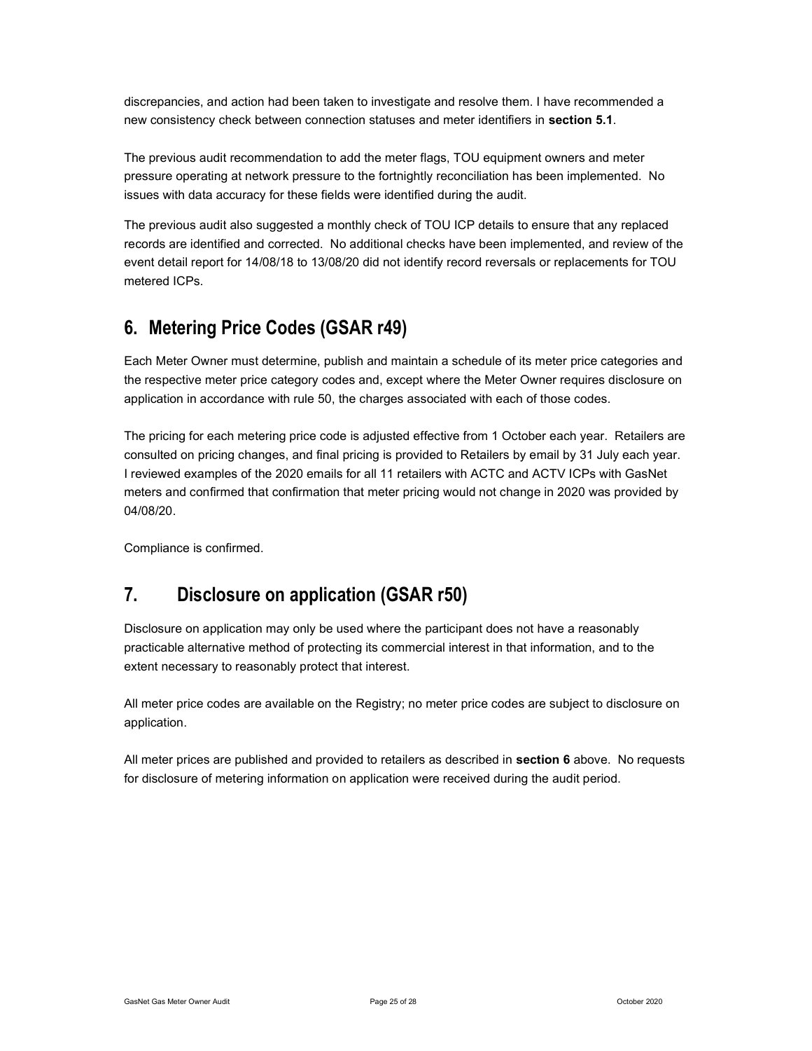discrepancies, and action had been taken to investigate and resolve them. I have recommended a new consistency check between connection statuses and meter identifiers in **section 5.1**.

The previous audit recommendation to add the meter flags, TOU equipment owners and meter pressure operating at network pressure to the fortnightly reconciliation has been implemented. No issues with data accuracy for these fields were identified during the audit.

The previous audit also suggested a monthly check of TOU ICP details to ensure that any replaced records are identified and corrected. No additional checks have been implemented, and review of the event detail report for 14/08/18 to 13/08/20 did not identify record reversals or replacements for TOU metered ICPs.

# 6. Metering Price Codes (GSAR r49)

Each Meter Owner must determine, publish and maintain a schedule of its meter price categories and the respective meter price category codes and, except where the Meter Owner requires disclosure on application in accordance with rule 50, the charges associated with each of those codes.

The pricing for each metering price code is adjusted effective from 1 October each year. Retailers are consulted on pricing changes, and final pricing is provided to Retailers by email by 31 July each year. I reviewed examples of the 2020 emails for all 11 retailers with ACTC and ACTV ICPs with GasNet meters and confirmed that confirmation that meter pricing would not change in 2020 was provided by 04/08/20.

Compliance is confirmed.

# 7. Disclosure on application (GSAR r50)

Disclosure on application may only be used where the participant does not have a reasonably practicable alternative method of protecting its commercial interest in that information, and to the extent necessary to reasonably protect that interest.

All meter price codes are available on the Registry; no meter price codes are subject to disclosure on application.

All meter prices are published and provided to retailers as described in **section 6** above. No requests for disclosure of metering information on application were received during the audit period.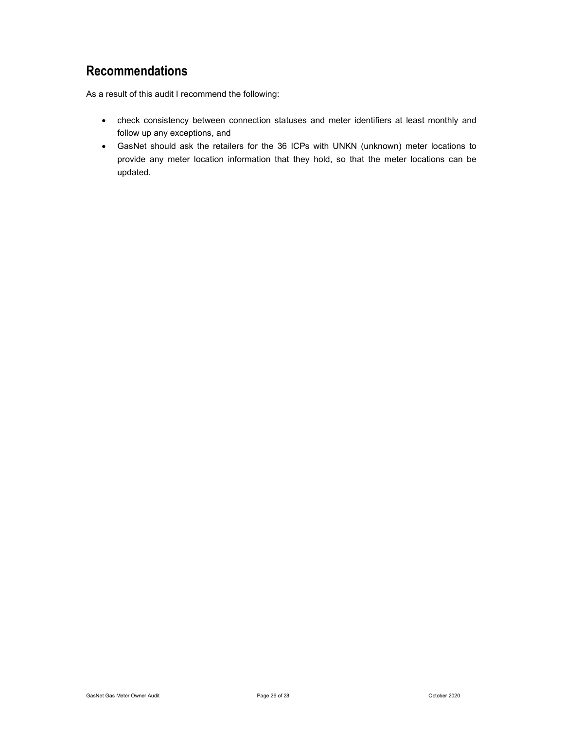## Recommendations

As a result of this audit I recommend the following:

- check consistency between connection statuses and meter identifiers at least monthly and follow up any exceptions, and
- GasNet should ask the retailers for the 36 ICPs with UNKN (unknown) meter locations to provide any meter location information that they hold, so that the meter locations can be updated.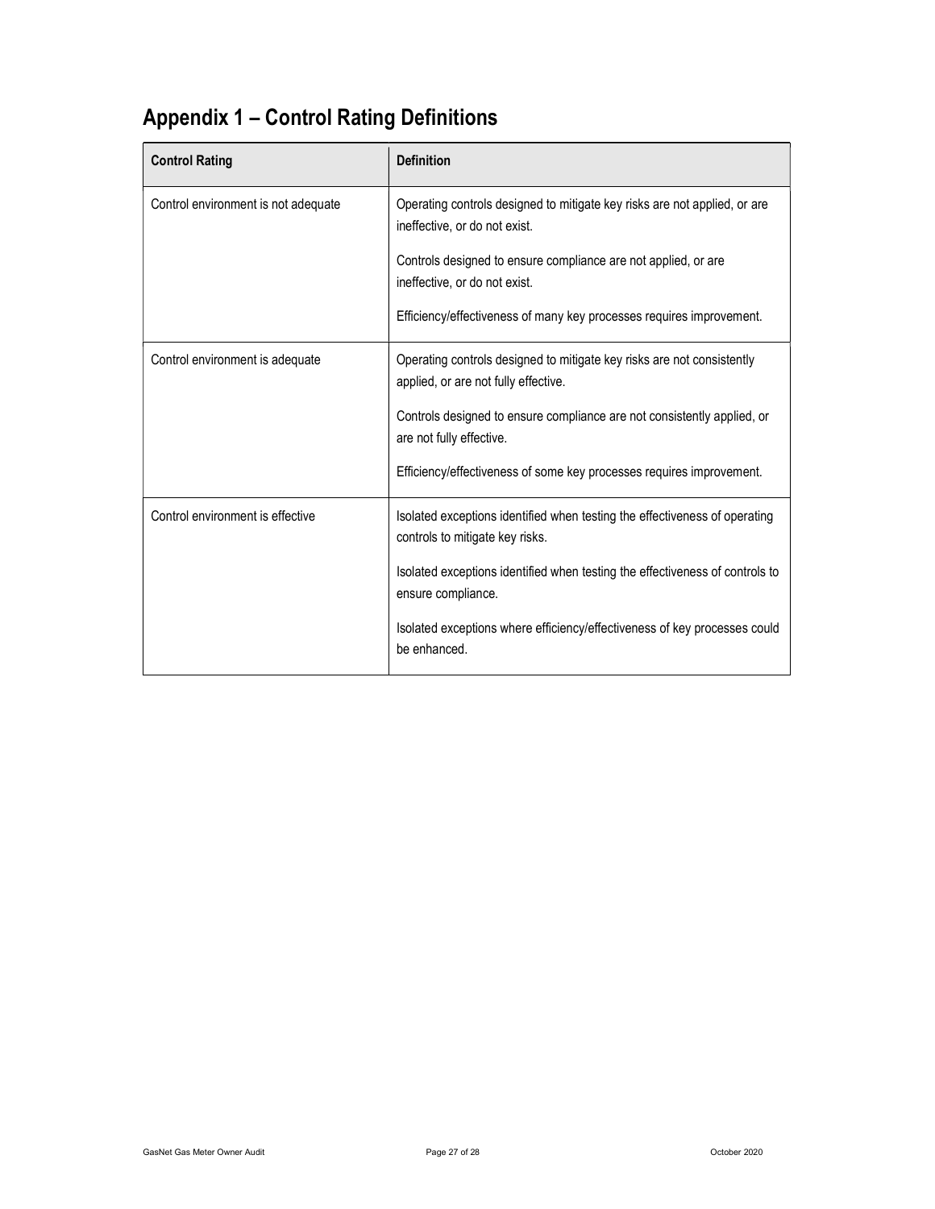## Appendix 1 – Control Rating Definitions

| Control Rating | Definition |
|---|---|
| Control environment is not adequate | Operating controls designed to mitigate key risks are not applied, or are ineffective, or do not exist.<br><br>Controls designed to ensure compliance are not applied, or are ineffective, or do not exist.<br><br>Efficiency/effectiveness of many key processes requires improvement. |
| Control environment is adequate | Operating controls designed to mitigate key risks are not consistently applied, or are not fully effective.<br><br>Controls designed to ensure compliance are not consistently applied, or are not fully effective.<br><br>Efficiency/effectiveness of some key processes requires improvement. |
| Control environment is effective | Isolated exceptions identified when testing the effectiveness of operating controls to mitigate key risks.<br><br>Isolated exceptions identified when testing the effectiveness of controls to ensure compliance.<br><br>Isolated exceptions where efficiency/effectiveness of key processes could be enhanced. |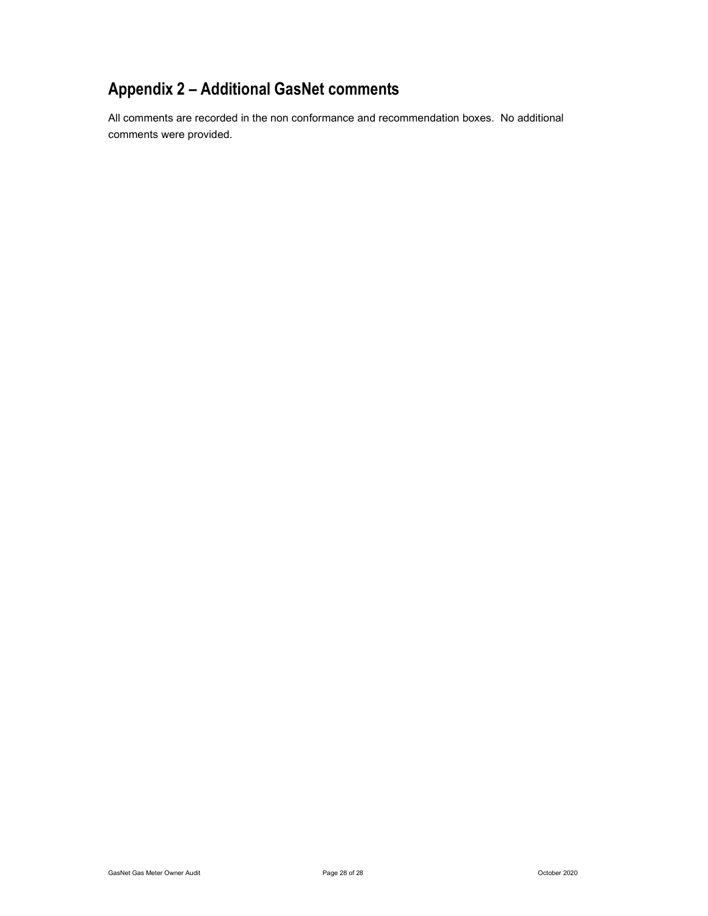# Appendix 2 – Additional GasNet comments

All comments are recorded in the non conformance and recommendation boxes.  No additional comments were provided.